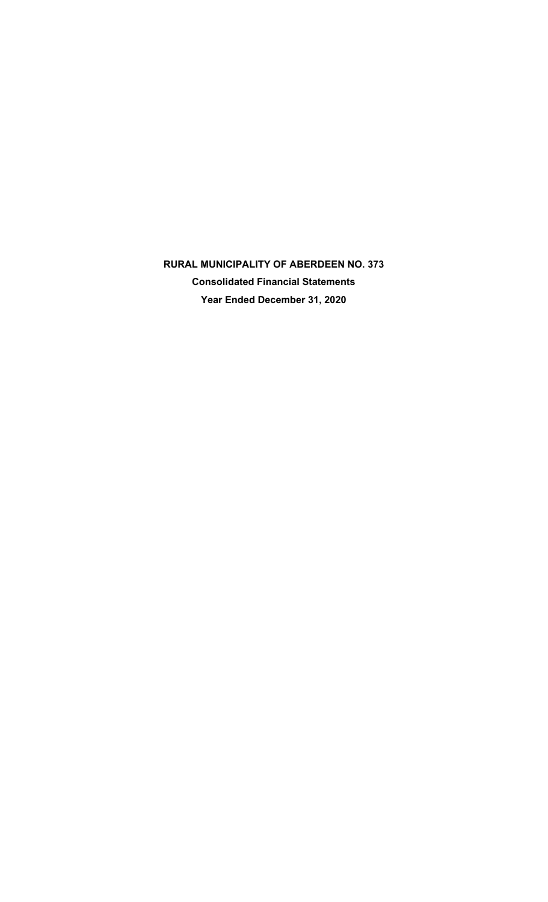# RURAL MUNICIPALITY OF ABERDEEN NO. 373

## Consolidated Financial Statements

### Year Ended December 31, 2020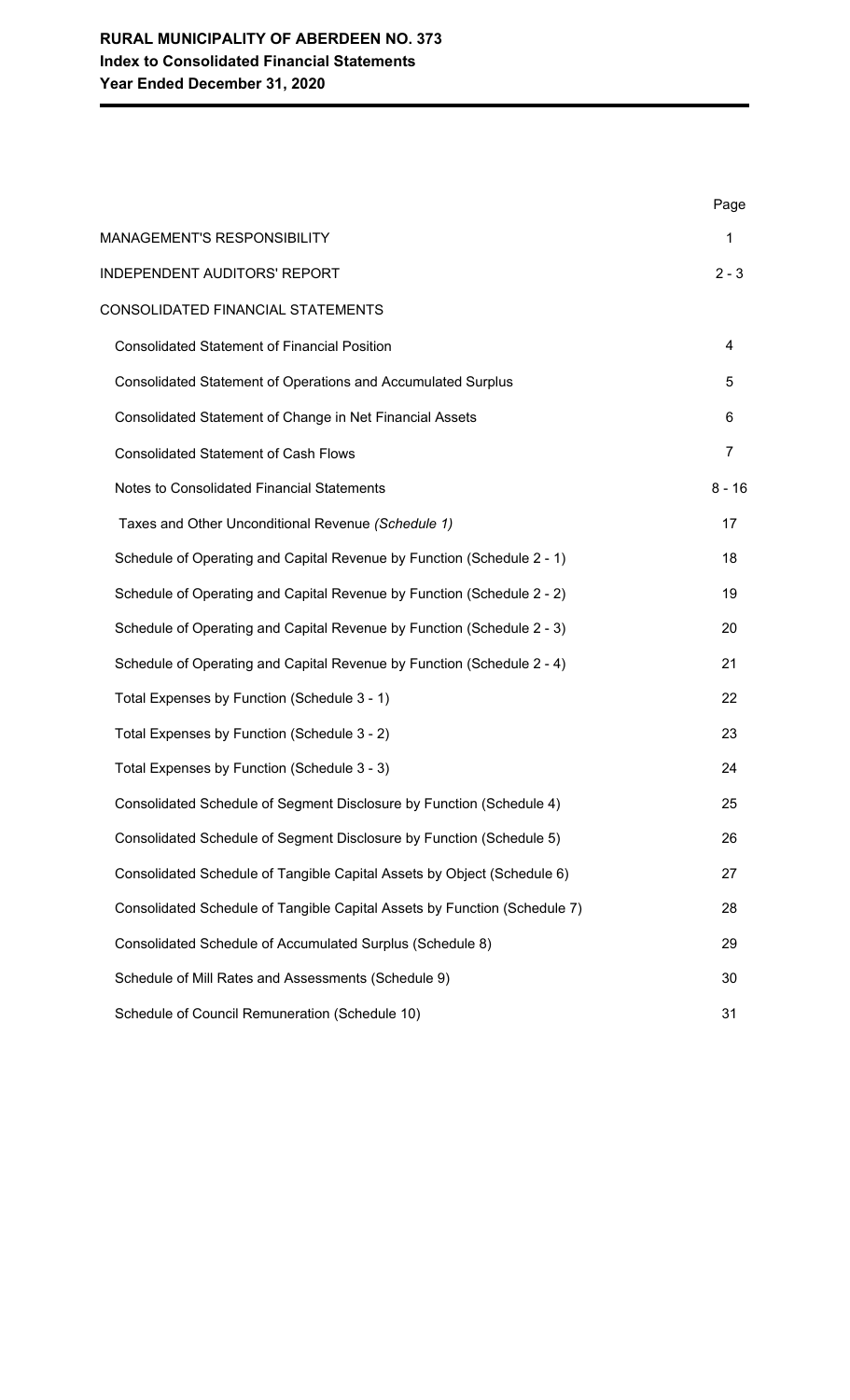**RURAL MUNICIPALITY OF ABERDEEN NO. 373**
**Index to Consolidated Financial Statements**
**Year Ended December 31, 2020**

| | Page |
|---|---|
| MANAGEMENT'S RESPONSIBILITY | 1 |
| INDEPENDENT AUDITORS' REPORT | 2 - 3 |
| CONSOLIDATED FINANCIAL STATEMENTS | |
| Consolidated Statement of Financial Position | 4 |
| Consolidated Statement of Operations and Accumulated Surplus | 5 |
| Consolidated Statement of Change in Net Financial Assets | 6 |
| Consolidated Statement of Cash Flows | 7 |
| Notes to Consolidated Financial Statements | 8 - 16 |
| Taxes and Other Unconditional Revenue *(Schedule 1)* | 17 |
| Schedule of Operating and Capital Revenue by Function (Schedule 2 - 1) | 18 |
| Schedule of Operating and Capital Revenue by Function (Schedule 2 - 2) | 19 |
| Schedule of Operating and Capital Revenue by Function (Schedule 2 - 3) | 20 |
| Schedule of Operating and Capital Revenue by Function (Schedule 2 - 4) | 21 |
| Total Expenses by Function (Schedule 3 - 1) | 22 |
| Total Expenses by Function (Schedule 3 - 2) | 23 |
| Total Expenses by Function (Schedule 3 - 3) | 24 |
| Consolidated Schedule of Segment Disclosure by Function (Schedule 4) | 25 |
| Consolidated Schedule of Segment Disclosure by Function (Schedule 5) | 26 |
| Consolidated Schedule of Tangible Capital Assets by Object (Schedule 6) | 27 |
| Consolidated Schedule of Tangible Capital Assets by Function (Schedule 7) | 28 |
| Consolidated Schedule of Accumulated Surplus (Schedule 8) | 29 |
| Schedule of Mill Rates and Assessments (Schedule 9) | 30 |
| Schedule of Council Remuneration (Schedule 10) | 31 |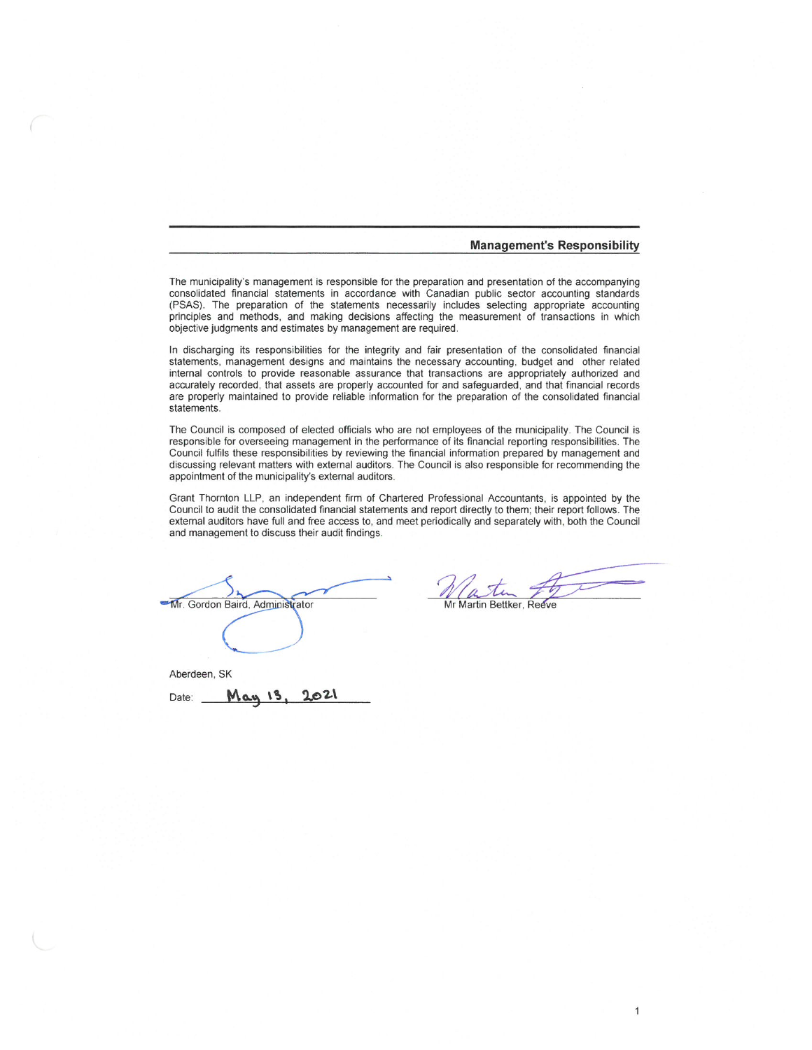## Management's Responsibility

The municipality's management is responsible for the preparation and presentation of the accompanying consolidated financial statements in accordance with Canadian public sector accounting standards (PSAS). The preparation of the statements necessarily includes selecting appropriate accounting principles and methods, and making decisions affecting the measurement of transactions in which objective judgments and estimates by management are required.

In discharging its responsibilities for the integrity and fair presentation of the consolidated financial statements, management designs and maintains the necessary accounting, budget and other related internal controls to provide reasonable assurance that transactions are appropriately authorized and accurately recorded, that assets are properly accounted for and safeguarded, and that financial records are properly maintained to provide reliable information for the preparation of the consolidated financial statements.

The Council is composed of elected officials who are not employees of the municipality. The Council is responsible for overseeing management in the performance of its financial reporting responsibilities. The Council fulfils these responsibilities by reviewing the financial information prepared by management and discussing relevant matters with external auditors. The Council is also responsible for recommending the appointment of the municipality's external auditors.

Grant Thornton LLP, an independent firm of Chartered Professional Accountants, is appointed by the Council to audit the consolidated financial statements and report directly to them; their report follows. The external auditors have full and free access to, and meet periodically and separately with, both the Council and management to discuss their audit findings.

Mr. Gordon Baird, Administrator

Mr Martin Bettker, Reeve

Aberdeen, SK

Date: May 13, 2021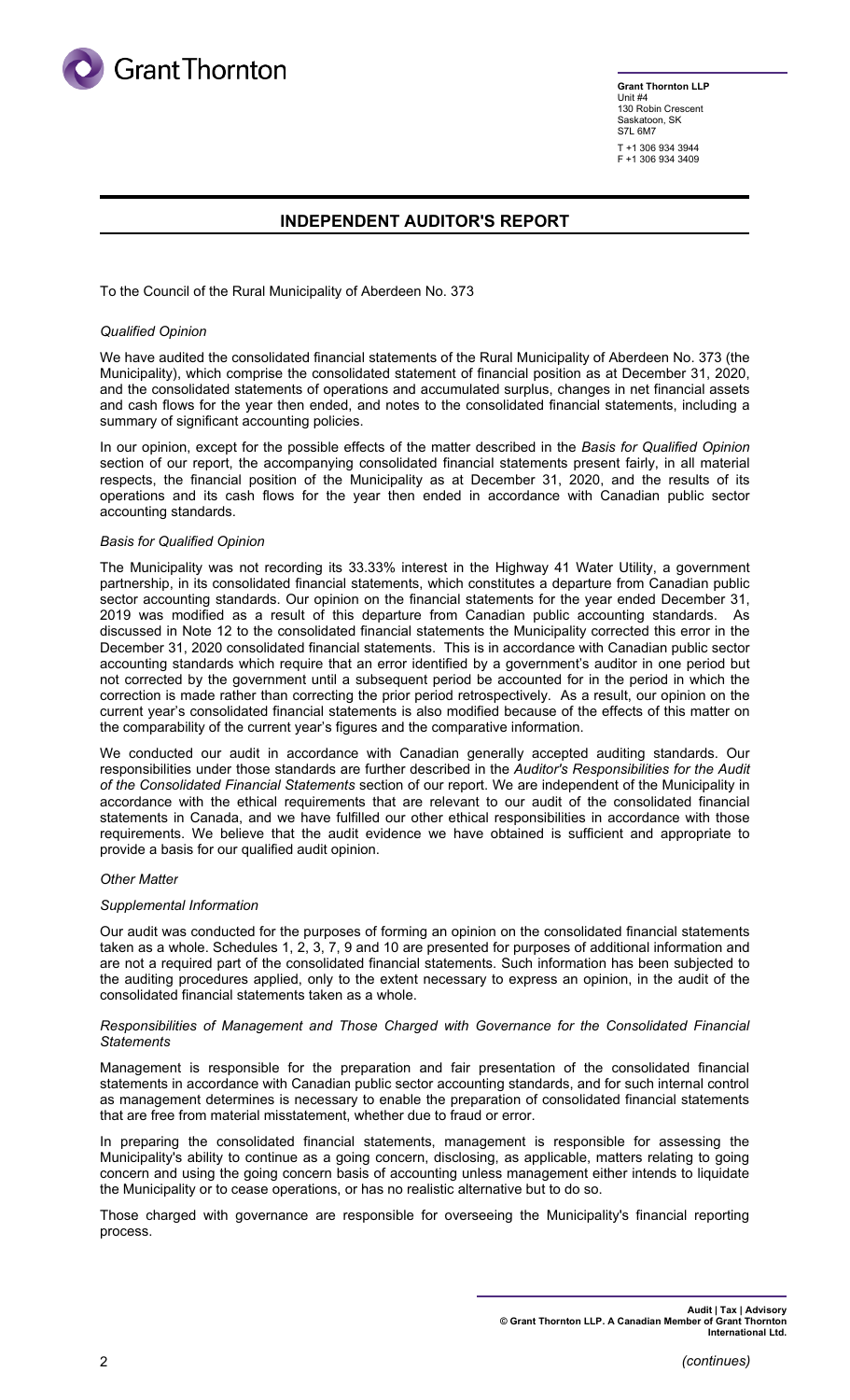Grant Thornton

**Grant Thornton LLP**
Unit #4
130 Robin Crescent
Saskatoon, SK
S7L 6M7

T +1 306 934 3944
F +1 306 934 3409

## INDEPENDENT AUDITOR'S REPORT

To the Council of the Rural Municipality of Aberdeen No. 373

*Qualified Opinion*

We have audited the consolidated financial statements of the Rural Municipality of Aberdeen No. 373 (the Municipality), which comprise the consolidated statement of financial position as at December 31, 2020, and the consolidated statements of operations and accumulated surplus, changes in net financial assets and cash flows for the year then ended, and notes to the consolidated financial statements, including a summary of significant accounting policies.

In our opinion, except for the possible effects of the matter described in the *Basis for Qualified Opinion* section of our report, the accompanying consolidated financial statements present fairly, in all material respects, the financial position of the Municipality as at December 31, 2020, and the results of its operations and its cash flows for the year then ended in accordance with Canadian public sector accounting standards.

*Basis for Qualified Opinion*

The Municipality was not recording its 33.33% interest in the Highway 41 Water Utility, a government partnership, in its consolidated financial statements, which constitutes a departure from Canadian public sector accounting standards. Our opinion on the financial statements for the year ended December 31, 2019 was modified as a result of this departure from Canadian public accounting standards. As discussed in Note 12 to the consolidated financial statements the Municipality corrected this error in the December 31, 2020 consolidated financial statements. This is in accordance with Canadian public sector accounting standards which require that an error identified by a government's auditor in one period but not corrected by the government until a subsequent period be accounted for in the period in which the correction is made rather than correcting the prior period retrospectively. As a result, our opinion on the current year's consolidated financial statements is also modified because of the effects of this matter on the comparability of the current year's figures and the comparative information.

We conducted our audit in accordance with Canadian generally accepted auditing standards. Our responsibilities under those standards are further described in the *Auditor's Responsibilities for the Audit of the Consolidated Financial Statements* section of our report. We are independent of the Municipality in accordance with the ethical requirements that are relevant to our audit of the consolidated financial statements in Canada, and we have fulfilled our other ethical responsibilities in accordance with those requirements. We believe that the audit evidence we have obtained is sufficient and appropriate to provide a basis for our qualified audit opinion.

*Other Matter*

*Supplemental Information*

Our audit was conducted for the purposes of forming an opinion on the consolidated financial statements taken as a whole. Schedules 1, 2, 3, 7, 9 and 10 are presented for purposes of additional information and are not a required part of the consolidated financial statements. Such information has been subjected to the auditing procedures applied, only to the extent necessary to express an opinion, in the audit of the consolidated financial statements taken as a whole.

*Responsibilities of Management and Those Charged with Governance for the Consolidated Financial Statements*

Management is responsible for the preparation and fair presentation of the consolidated financial statements in accordance with Canadian public sector accounting standards, and for such internal control as management determines is necessary to enable the preparation of consolidated financial statements that are free from material misstatement, whether due to fraud or error.

In preparing the consolidated financial statements, management is responsible for assessing the Municipality's ability to continue as a going concern, disclosing, as applicable, matters relating to going concern and using the going concern basis of accounting unless management either intends to liquidate the Municipality or to cease operations, or has no realistic alternative but to do so.

Those charged with governance are responsible for overseeing the Municipality's financial reporting process.

**Audit | Tax | Advisory**
**© Grant Thornton LLP. A Canadian Member of Grant Thornton International Ltd.**

*(continues)*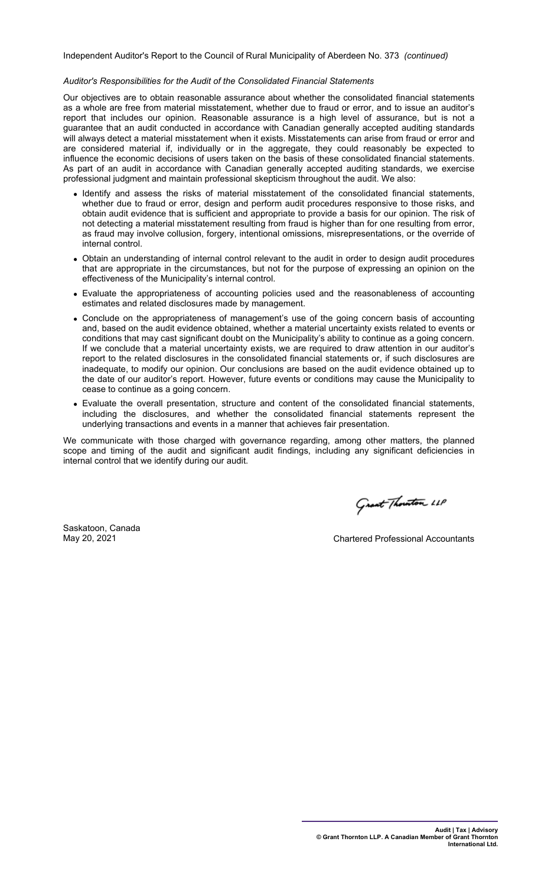Independent Auditor's Report to the Council of Rural Municipality of Aberdeen No. 373 *(continued)*

*Auditor's Responsibilities for the Audit of the Consolidated Financial Statements*

Our objectives are to obtain reasonable assurance about whether the consolidated financial statements as a whole are free from material misstatement, whether due to fraud or error, and to issue an auditor's report that includes our opinion. Reasonable assurance is a high level of assurance, but is not a guarantee that an audit conducted in accordance with Canadian generally accepted auditing standards will always detect a material misstatement when it exists. Misstatements can arise from fraud or error and are considered material if, individually or in the aggregate, they could reasonably be expected to influence the economic decisions of users taken on the basis of these consolidated financial statements. As part of an audit in accordance with Canadian generally accepted auditing standards, we exercise professional judgment and maintain professional skepticism throughout the audit. We also:

- Identify and assess the risks of material misstatement of the consolidated financial statements, whether due to fraud or error, design and perform audit procedures responsive to those risks, and obtain audit evidence that is sufficient and appropriate to provide a basis for our opinion. The risk of not detecting a material misstatement resulting from fraud is higher than for one resulting from error, as fraud may involve collusion, forgery, intentional omissions, misrepresentations, or the override of internal control.
- Obtain an understanding of internal control relevant to the audit in order to design audit procedures that are appropriate in the circumstances, but not for the purpose of expressing an opinion on the effectiveness of the Municipality's internal control.
- Evaluate the appropriateness of accounting policies used and the reasonableness of accounting estimates and related disclosures made by management.
- Conclude on the appropriateness of management's use of the going concern basis of accounting and, based on the audit evidence obtained, whether a material uncertainty exists related to events or conditions that may cast significant doubt on the Municipality's ability to continue as a going concern. If we conclude that a material uncertainty exists, we are required to draw attention in our auditor's report to the related disclosures in the consolidated financial statements or, if such disclosures are inadequate, to modify our opinion. Our conclusions are based on the audit evidence obtained up to the date of our auditor's report. However, future events or conditions may cause the Municipality to cease to continue as a going concern.
- Evaluate the overall presentation, structure and content of the consolidated financial statements, including the disclosures, and whether the consolidated financial statements represent the underlying transactions and events in a manner that achieves fair presentation.

We communicate with those charged with governance regarding, among other matters, the planned scope and timing of the audit and significant audit findings, including any significant deficiencies in internal control that we identify during our audit.

Grant Thornton LLP

Saskatoon, Canada
May 20, 2021

Chartered Professional Accountants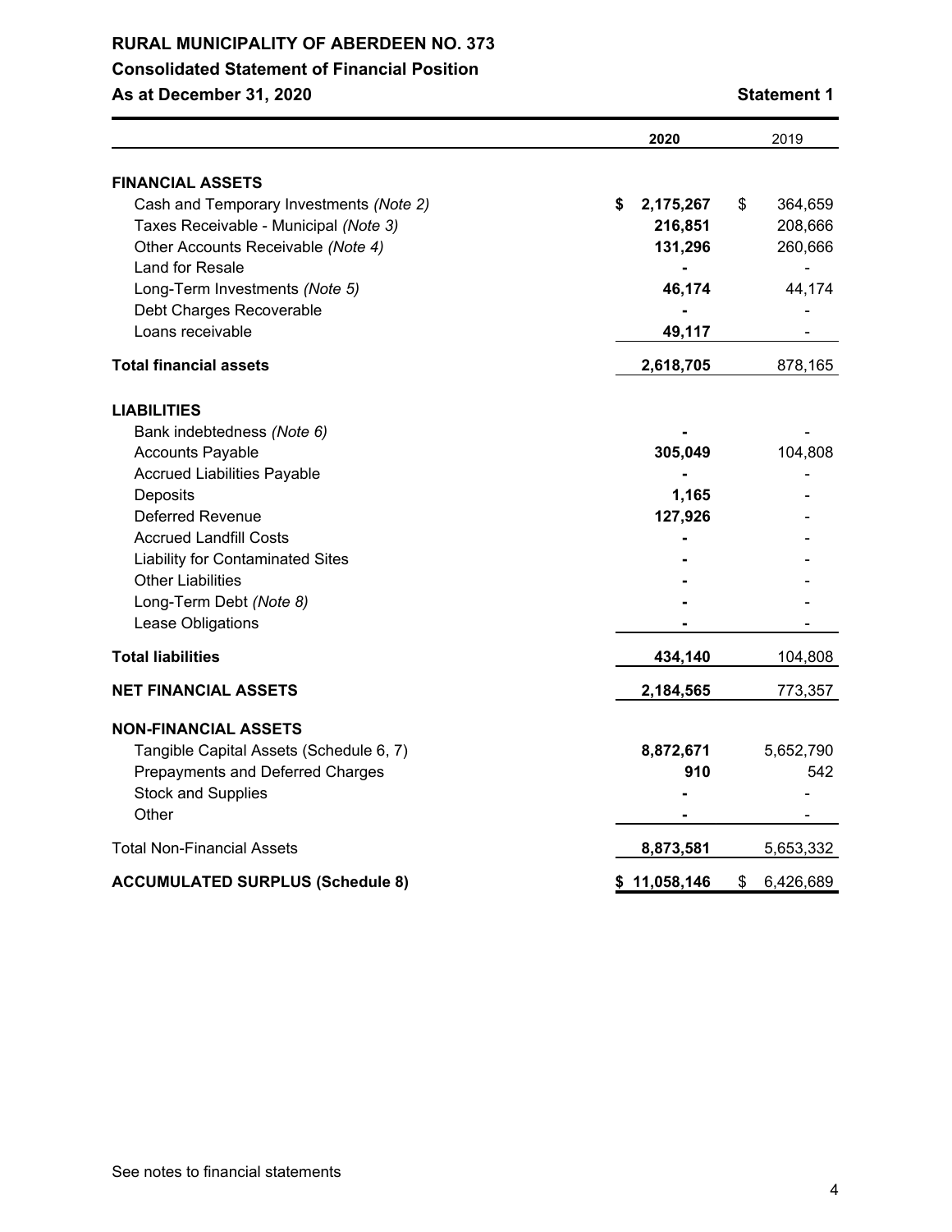# RURAL MUNICIPALITY OF ABERDEEN NO. 373

## Consolidated Statement of Financial Position

**As at December 31, 2020** **Statement 1**

| | 2020 | 2019 |
|---|---|---|
| **FINANCIAL ASSETS** | | |
| Cash and Temporary Investments *(Note 2)* | **$ 2,175,267** | $ 364,659 |
| Taxes Receivable - Municipal *(Note 3)* | **216,851** | 208,666 |
| Other Accounts Receivable *(Note 4)* | **131,296** | 260,666 |
| Land for Resale | **-** | - |
| Long-Term Investments *(Note 5)* | **46,174** | 44,174 |
| Debt Charges Recoverable | **-** | - |
| Loans receivable | **49,117** | - |
| **Total financial assets** | **2,618,705** | 878,165 |
| **LIABILITIES** | | |
| Bank indebtedness *(Note 6)* | **-** | - |
| Accounts Payable | **305,049** | 104,808 |
| Accrued Liabilities Payable | **-** | - |
| Deposits | **1,165** | - |
| Deferred Revenue | **127,926** | - |
| Accrued Landfill Costs | **-** | - |
| Liability for Contaminated Sites | **-** | - |
| Other Liabilities | **-** | - |
| Long-Term Debt *(Note 8)* | **-** | - |
| Lease Obligations | **-** | - |
| **Total liabilities** | **434,140** | 104,808 |
| **NET FINANCIAL ASSETS** | **2,184,565** | 773,357 |
| **NON-FINANCIAL ASSETS** | | |
| Tangible Capital Assets (Schedule 6, 7) | **8,872,671** | 5,652,790 |
| Prepayments and Deferred Charges | **910** | 542 |
| Stock and Supplies | **-** | - |
| Other | **-** | - |
| Total Non-Financial Assets | **8,873,581** | 5,653,332 |
| **ACCUMULATED SURPLUS (Schedule 8)** | **$ 11,058,146** | $ 6,426,689 |

See notes to financial statements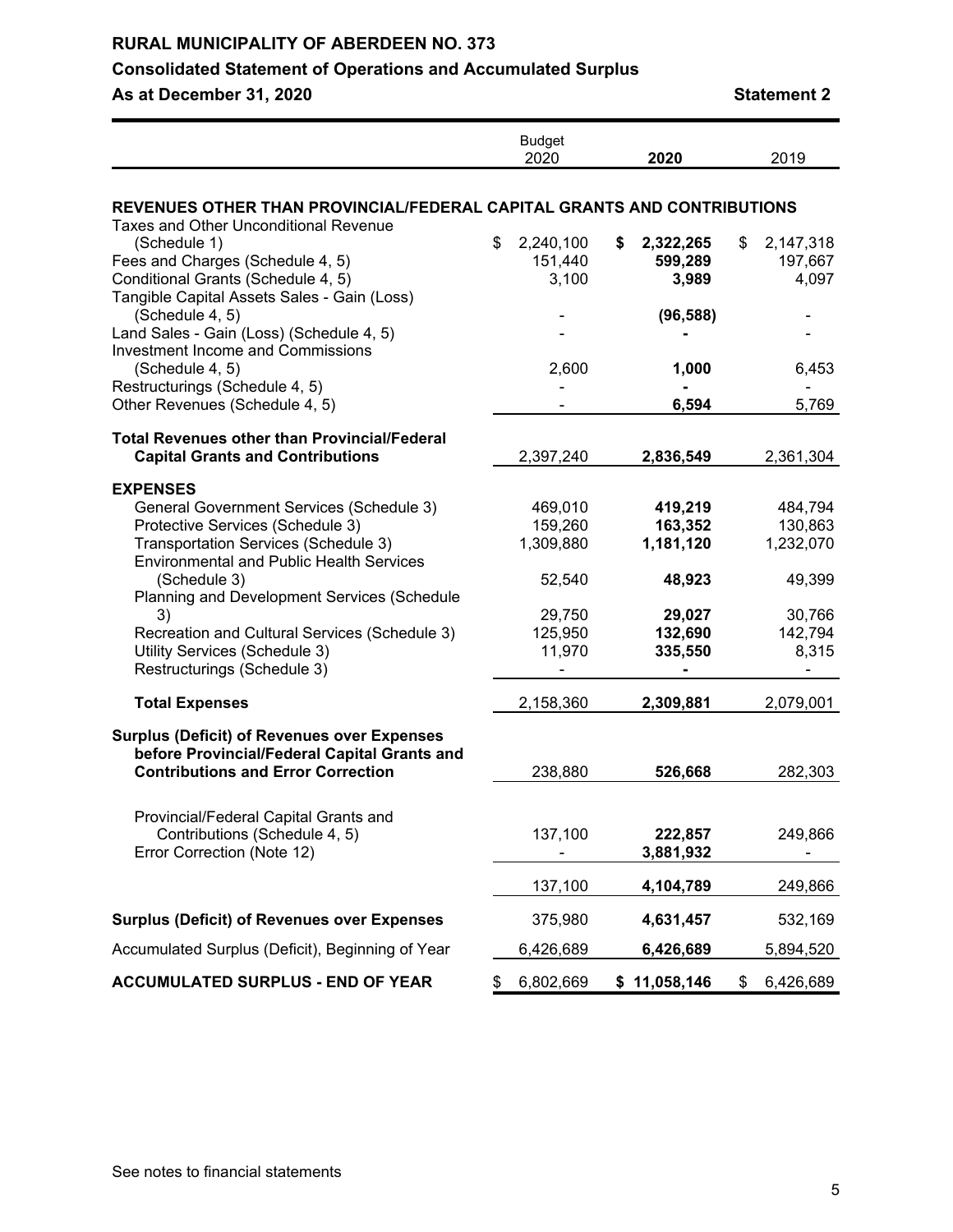# RURAL MUNICIPALITY OF ABERDEEN NO. 373

## Consolidated Statement of Operations and Accumulated Surplus

**As at December 31, 2020** **Statement 2**

| | Budget 2020 | **2020** | 2019 |
|---|---|---|---|
| **REVENUES OTHER THAN PROVINCIAL/FEDERAL CAPITAL GRANTS AND CONTRIBUTIONS** | | | |
| Taxes and Other Unconditional Revenue (Schedule 1) | $ 2,240,100 | **$ 2,322,265** | $ 2,147,318 |
| Fees and Charges (Schedule 4, 5) | 151,440 | **599,289** | 197,667 |
| Conditional Grants (Schedule 4, 5) | 3,100 | **3,989** | 4,097 |
| Tangible Capital Assets Sales - Gain (Loss) (Schedule 4, 5) | - | **(96,588)** | - |
| Land Sales - Gain (Loss) (Schedule 4, 5) | - | **-** | - |
| Investment Income and Commissions (Schedule 4, 5) | 2,600 | **1,000** | 6,453 |
| Restructurings (Schedule 4, 5) | - | **-** | - |
| Other Revenues (Schedule 4, 5) | - | **6,594** | 5,769 |
| **Total Revenues other than Provincial/Federal Capital Grants and Contributions** | 2,397,240 | **2,836,549** | 2,361,304 |
| **EXPENSES** | | | |
| General Government Services (Schedule 3) | 469,010 | **419,219** | 484,794 |
| Protective Services (Schedule 3) | 159,260 | **163,352** | 130,863 |
| Transportation Services (Schedule 3) | 1,309,880 | **1,181,120** | 1,232,070 |
| Environmental and Public Health Services (Schedule 3) | 52,540 | **48,923** | 49,399 |
| Planning and Development Services (Schedule 3) | 29,750 | **29,027** | 30,766 |
| Recreation and Cultural Services (Schedule 3) | 125,950 | **132,690** | 142,794 |
| Utility Services (Schedule 3) | 11,970 | **335,550** | 8,315 |
| Restructurings (Schedule 3) | - | **-** | - |
| **Total Expenses** | 2,158,360 | **2,309,881** | 2,079,001 |
| **Surplus (Deficit) of Revenues over Expenses before Provincial/Federal Capital Grants and Contributions and Error Correction** | 238,880 | **526,668** | 282,303 |
| Provincial/Federal Capital Grants and Contributions (Schedule 4, 5) | 137,100 | **222,857** | 249,866 |
| Error Correction (Note 12) | - | **3,881,932** | - |
| | 137,100 | **4,104,789** | 249,866 |
| **Surplus (Deficit) of Revenues over Expenses** | 375,980 | **4,631,457** | 532,169 |
| Accumulated Surplus (Deficit), Beginning of Year | 6,426,689 | **6,426,689** | 5,894,520 |
| **ACCUMULATED SURPLUS - END OF YEAR** | $ 6,802,669 | **$ 11,058,146** | $ 6,426,689 |

See notes to financial statements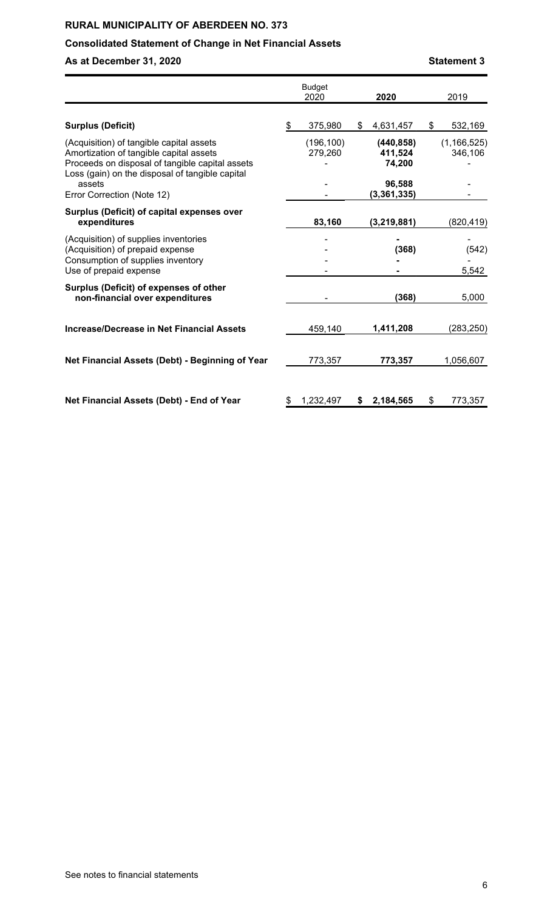**RURAL MUNICIPALITY OF ABERDEEN NO. 373**

**Consolidated Statement of Change in Net Financial Assets**

**As at December 31, 2020** **Statement 3**

| | Budget 2020 | **2020** | 2019 |
|---|---|---|---|
| **Surplus (Deficit)** | $ 375,980 | $ **4,631,457** | $ 532,169 |
| (Acquisition) of tangible capital assets | (196,100) | **(440,858)** | (1,166,525) |
| Amortization of tangible capital assets | 279,260 | **411,524** | 346,106 |
| Proceeds on disposal of tangible capital assets | - | **74,200** | - |
| Loss (gain) on the disposal of tangible capital assets | - | **96,588** | - |
| Error Correction (Note 12) | - | **(3,361,335)** | - |
| **Surplus (Deficit) of capital expenses over expenditures** | **83,160** | **(3,219,881)** | (820,419) |
| (Acquisition) of supplies inventories | - | **-** | - |
| (Acquisition) of prepaid expense | - | **(368)** | (542) |
| Consumption of supplies inventory | - | **-** | - |
| Use of prepaid expense | - | **-** | 5,542 |
| **Surplus (Deficit) of expenses of other non-financial over expenditures** | - | **(368)** | 5,000 |
| **Increase/Decrease in Net Financial Assets** | 459,140 | **1,411,208** | (283,250) |
| **Net Financial Assets (Debt) - Beginning of Year** | 773,357 | **773,357** | 1,056,607 |
| **Net Financial Assets (Debt) - End of Year** | $ 1,232,497 | **$ 2,184,565** | $ 773,357 |

See notes to financial statements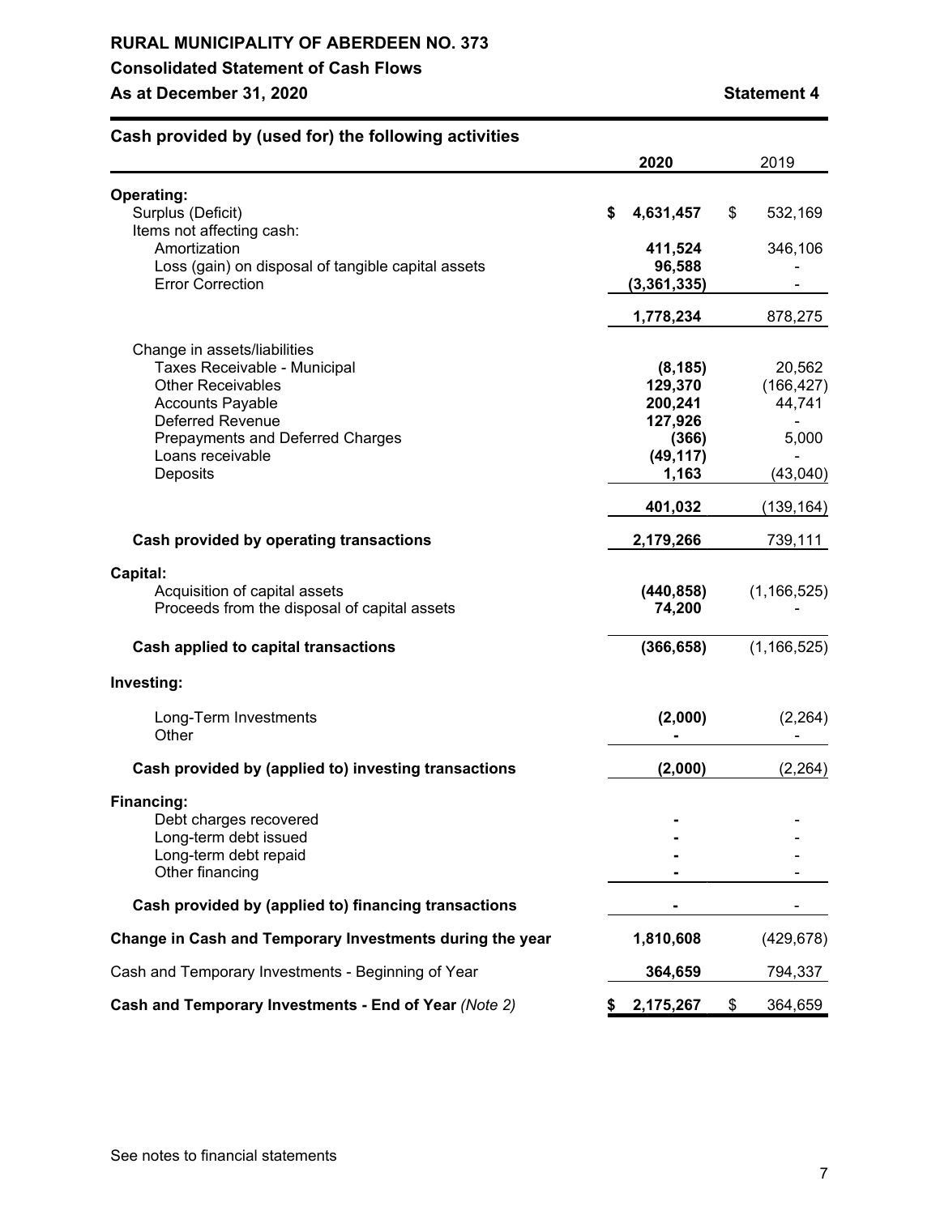# RURAL MUNICIPALITY OF ABERDEEN NO. 373

## Consolidated Statement of Cash Flows

**As at December 31, 2020** **Statement 4**

| **Cash provided by (used for) the following activities** | **2020** | 2019 |
|---|---|---|
| **Operating:** | | |
| Surplus (Deficit) | **$ 4,631,457** | $ 532,169 |
| Items not affecting cash: | | |
| Amortization | **411,524** | 346,106 |
| Loss (gain) on disposal of tangible capital assets | **96,588** | - |
| Error Correction | **(3,361,335)** | - |
| | **1,778,234** | 878,275 |
| Change in assets/liabilities | | |
| Taxes Receivable - Municipal | **(8,185)** | 20,562 |
| Other Receivables | **129,370** | (166,427) |
| Accounts Payable | **200,241** | 44,741 |
| Deferred Revenue | **127,926** | - |
| Prepayments and Deferred Charges | **(366)** | 5,000 |
| Loans receivable | **(49,117)** | - |
| Deposits | **1,163** | (43,040) |
| | **401,032** | (139,164) |
| **Cash provided by operating transactions** | **2,179,266** | 739,111 |
| **Capital:** | | |
| Acquisition of capital assets | **(440,858)** | (1,166,525) |
| Proceeds from the disposal of capital assets | **74,200** | - |
| **Cash applied to capital transactions** | **(366,658)** | (1,166,525) |
| **Investing:** | | |
| Long-Term Investments | **(2,000)** | (2,264) |
| Other | **-** | - |
| **Cash provided by (applied to) investing transactions** | **(2,000)** | (2,264) |
| **Financing:** | | |
| Debt charges recovered | **-** | - |
| Long-term debt issued | **-** | - |
| Long-term debt repaid | **-** | - |
| Other financing | **-** | - |
| **Cash provided by (applied to) financing transactions** | **-** | - |
| **Change in Cash and Temporary Investments during the year** | **1,810,608** | (429,678) |
| Cash and Temporary Investments - Beginning of Year | **364,659** | 794,337 |
| **Cash and Temporary Investments - End of Year** *(Note 2)* | **$ 2,175,267** | $ 364,659 |

See notes to financial statements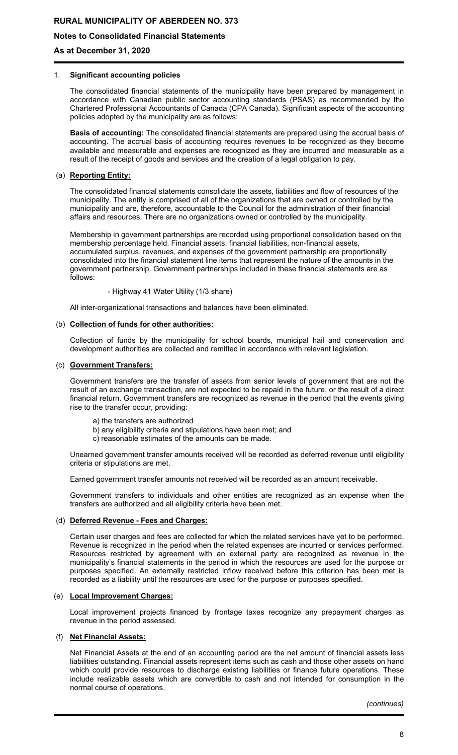# RURAL MUNICIPALITY OF ABERDEEN NO. 373

## Notes to Consolidated Financial Statements

### As at December 31, 2020

1. **Significant accounting policies**

The consolidated financial statements of the municipality have been prepared by management in accordance with Canadian public sector accounting standards (PSAS) as recommended by the Chartered Professional Accountants of Canada (CPA Canada). Significant aspects of the accounting policies adopted by the municipality are as follows:

**Basis of accounting:** The consolidated financial statements are prepared using the accrual basis of accounting. The accrual basis of accounting requires revenues to be recognized as they become available and measurable and expenses are recognized as they are incurred and measurable as a result of the receipt of goods and services and the creation of a legal obligation to pay.

(a) **Reporting Entity:**

The consolidated financial statements consolidate the assets, liabilities and flow of resources of the municipality. The entity is comprised of all of the organizations that are owned or controlled by the municipality and are, therefore, accountable to the Council for the administration of their financial affairs and resources. There are no organizations owned or controlled by the municipality.

Membership in government partnerships are recorded using proportional consolidation based on the membership percentage held. Financial assets, financial liabilities, non-financial assets, accumulated surplus, revenues, and expenses of the government partnership are proportionally consolidated into the financial statement line items that represent the nature of the amounts in the government partnership. Government partnerships included in these financial statements are as follows:

- Highway 41 Water Utility (1/3 share)

All inter-organizational transactions and balances have been eliminated.

(b) **Collection of funds for other authorities:**

Collection of funds by the municipality for school boards, municipal hail and conservation and development authorities are collected and remitted in accordance with relevant legislation.

(c) **Government Transfers:**

Government transfers are the transfer of assets from senior levels of government that are not the result of an exchange transaction, are not expected to be repaid in the future, or the result of a direct financial return. Government transfers are recognized as revenue in the period that the events giving rise to the transfer occur, providing:

a) the transfers are authorized
b) any eligibility criteria and stipulations have been met; and
c) reasonable estimates of the amounts can be made.

Unearned government transfer amounts received will be recorded as deferred revenue until eligibility criteria or stipulations are met.

Earned government transfer amounts not received will be recorded as an amount receivable.

Government transfers to individuals and other entities are recognized as an expense when the transfers are authorized and all eligibility criteria have been met.

(d) **Deferred Revenue - Fees and Charges:**

Certain user charges and fees are collected for which the related services have yet to be performed. Revenue is recognized in the period when the related expenses are incurred or services performed. Resources restricted by agreement with an external party are recognized as revenue in the municipality's financial statements in the period in which the resources are used for the purpose or purposes specified. An externally restricted inflow received before this criterion has been met is recorded as a liability until the resources are used for the purpose or purposes specified.

(e) **Local Improvement Charges:**

Local improvement projects financed by frontage taxes recognize any prepayment charges as revenue in the period assessed.

(f) **Net Financial Assets:**

Net Financial Assets at the end of an accounting period are the net amount of financial assets less liabilities outstanding. Financial assets represent items such as cash and those other assets on hand which could provide resources to discharge existing liabilities or finance future operations. These include realizable assets which are convertible to cash and not intended for consumption in the normal course of operations.

*(continues)*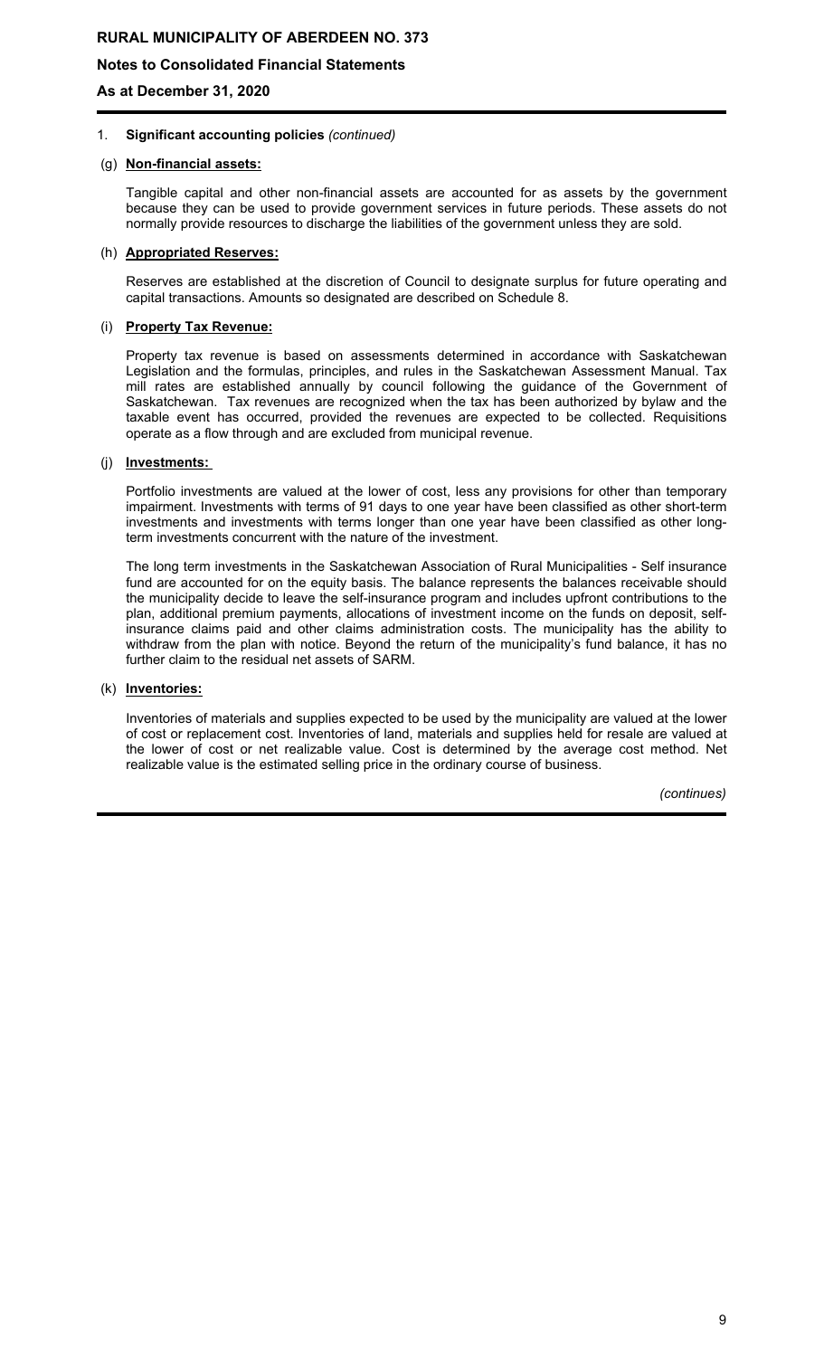1. **Significant accounting policies** *(continued)*

(g) **Non-financial assets:**

Tangible capital and other non-financial assets are accounted for as assets by the government because they can be used to provide government services in future periods. These assets do not normally provide resources to discharge the liabilities of the government unless they are sold.

(h) **Appropriated Reserves:**

Reserves are established at the discretion of Council to designate surplus for future operating and capital transactions. Amounts so designated are described on Schedule 8.

(i) **Property Tax Revenue:**

Property tax revenue is based on assessments determined in accordance with Saskatchewan Legislation and the formulas, principles, and rules in the Saskatchewan Assessment Manual. Tax mill rates are established annually by council following the guidance of the Government of Saskatchewan. Tax revenues are recognized when the tax has been authorized by bylaw and the taxable event has occurred, provided the revenues are expected to be collected. Requisitions operate as a flow through and are excluded from municipal revenue.

(j) **Investments:**

Portfolio investments are valued at the lower of cost, less any provisions for other than temporary impairment. Investments with terms of 91 days to one year have been classified as other short-term investments and investments with terms longer than one year have been classified as other long-term investments concurrent with the nature of the investment.

The long term investments in the Saskatchewan Association of Rural Municipalities - Self insurance fund are accounted for on the equity basis. The balance represents the balances receivable should the municipality decide to leave the self-insurance program and includes upfront contributions to the plan, additional premium payments, allocations of investment income on the funds on deposit, self-insurance claims paid and other claims administration costs. The municipality has the ability to withdraw from the plan with notice. Beyond the return of the municipality's fund balance, it has no further claim to the residual net assets of SARM.

(k) **Inventories:**

Inventories of materials and supplies expected to be used by the municipality are valued at the lower of cost or replacement cost. Inventories of land, materials and supplies held for resale are valued at the lower of cost or net realizable value. Cost is determined by the average cost method. Net realizable value is the estimated selling price in the ordinary course of business.

*(continues)*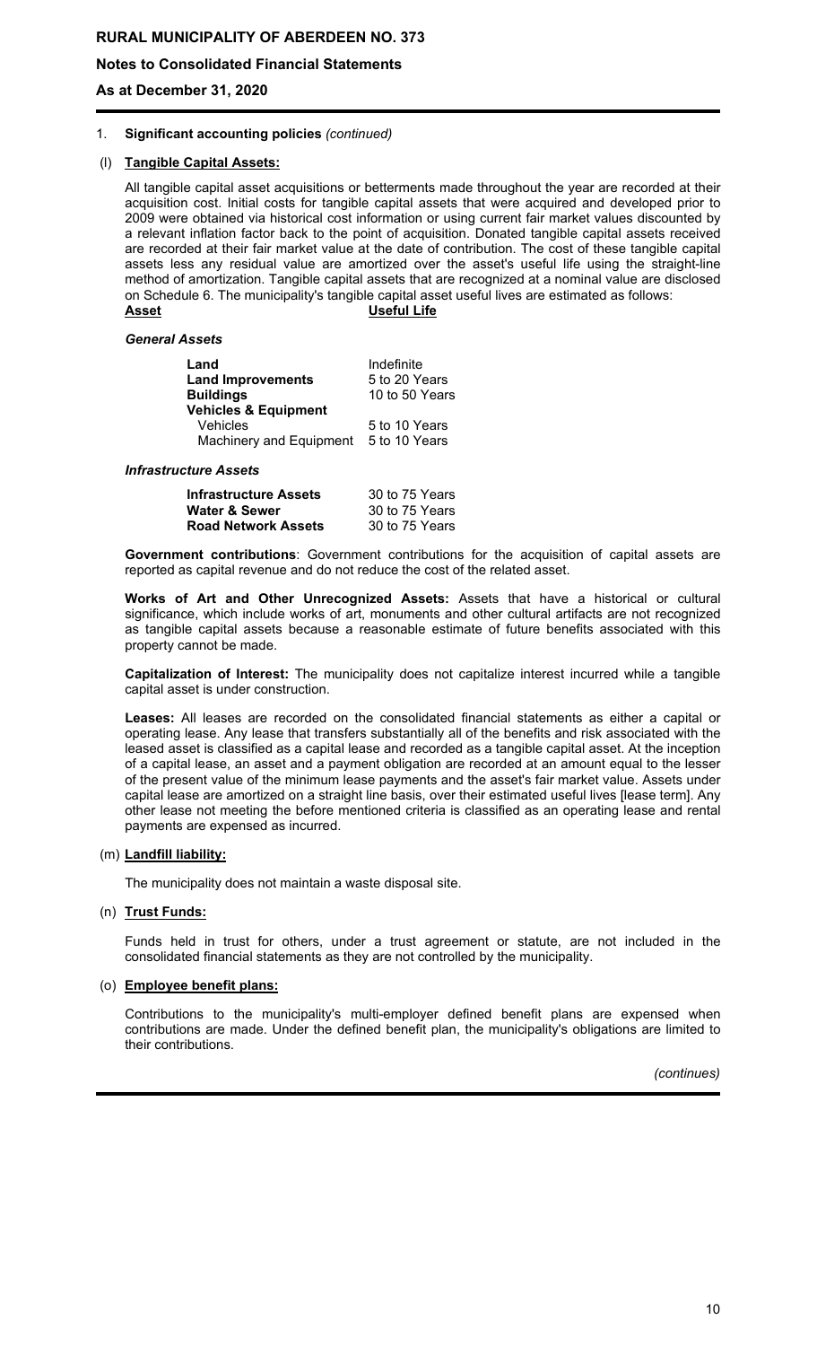1. **Significant accounting policies** *(continued)*

(l) **Tangible Capital Assets:**

All tangible capital asset acquisitions or betterments made throughout the year are recorded at their acquisition cost. Initial costs for tangible capital assets that were acquired and developed prior to 2009 were obtained via historical cost information or using current fair market values discounted by a relevant inflation factor back to the point of acquisition. Donated tangible capital assets received are recorded at their fair market value at the date of contribution. The cost of these tangible capital assets less any residual value are amortized over the asset's useful life using the straight-line method of amortization. Tangible capital assets that are recognized at a nominal value are disclosed on Schedule 6. The municipality's tangible capital asset useful lives are estimated as follows:

| **Asset** | **Useful Life** |
|---|---|
| ***General Assets*** | |
| **Land** | Indefinite |
| **Land Improvements** | 5 to 20 Years |
| **Buildings** | 10 to 50 Years |
| **Vehicles & Equipment** | |
| Vehicles | 5 to 10 Years |
| Machinery and Equipment | 5 to 10 Years |
| ***Infrastructure Assets*** | |
| **Infrastructure Assets** | 30 to 75 Years |
| **Water & Sewer** | 30 to 75 Years |
| **Road Network Assets** | 30 to 75 Years |

**Government contributions**: Government contributions for the acquisition of capital assets are reported as capital revenue and do not reduce the cost of the related asset.

**Works of Art and Other Unrecognized Assets:** Assets that have a historical or cultural significance, which include works of art, monuments and other cultural artifacts are not recognized as tangible capital assets because a reasonable estimate of future benefits associated with this property cannot be made.

**Capitalization of Interest:** The municipality does not capitalize interest incurred while a tangible capital asset is under construction.

**Leases:** All leases are recorded on the consolidated financial statements as either a capital or operating lease. Any lease that transfers substantially all of the benefits and risk associated with the leased asset is classified as a capital lease and recorded as a tangible capital asset. At the inception of a capital lease, an asset and a payment obligation are recorded at an amount equal to the lesser of the present value of the minimum lease payments and the asset's fair market value. Assets under capital lease are amortized on a straight line basis, over their estimated useful lives [lease term]. Any other lease not meeting the before mentioned criteria is classified as an operating lease and rental payments are expensed as incurred.

(m) **Landfill liability:**

The municipality does not maintain a waste disposal site.

(n) **Trust Funds:**

Funds held in trust for others, under a trust agreement or statute, are not included in the consolidated financial statements as they are not controlled by the municipality.

(o) **Employee benefit plans:**

Contributions to the municipality's multi-employer defined benefit plans are expensed when contributions are made. Under the defined benefit plan, the municipality's obligations are limited to their contributions.

*(continues)*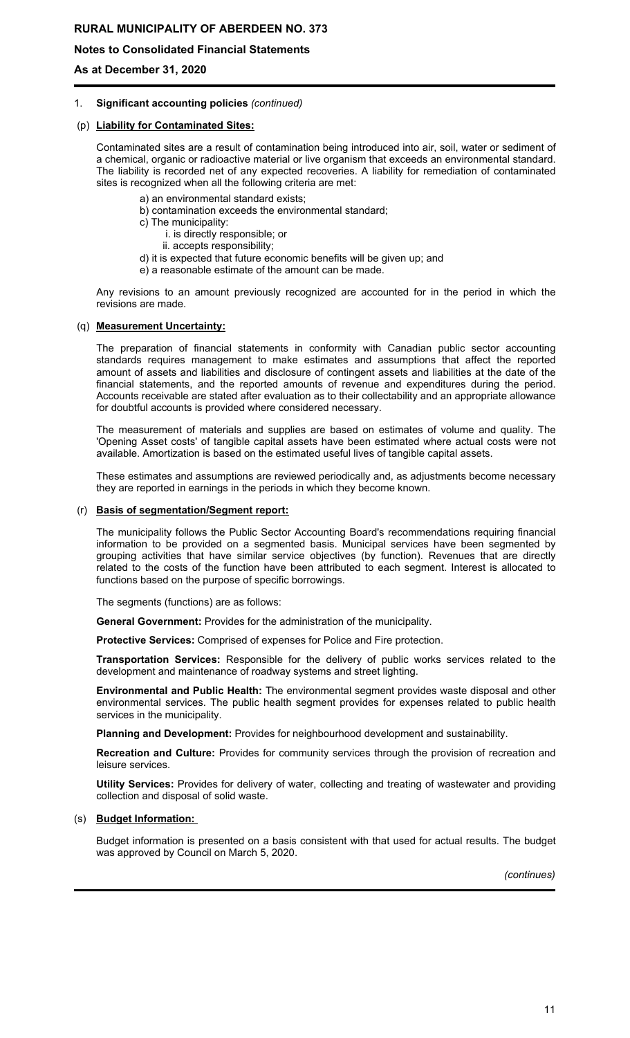1. **Significant accounting policies** *(continued)*

### (p) Liability for Contaminated Sites:

Contaminated sites are a result of contamination being introduced into air, soil, water or sediment of a chemical, organic or radioactive material or live organism that exceeds an environmental standard. The liability is recorded net of any expected recoveries. A liability for remediation of contaminated sites is recognized when all the following criteria are met:

- a) an environmental standard exists;
- b) contamination exceeds the environmental standard;
- c) The municipality:
  - i. is directly responsible; or
  - ii. accepts responsibility;
- d) it is expected that future economic benefits will be given up; and
- e) a reasonable estimate of the amount can be made.

Any revisions to an amount previously recognized are accounted for in the period in which the revisions are made.

### (q) Measurement Uncertainty:

The preparation of financial statements in conformity with Canadian public sector accounting standards requires management to make estimates and assumptions that affect the reported amount of assets and liabilities and disclosure of contingent assets and liabilities at the date of the financial statements, and the reported amounts of revenue and expenditures during the period. Accounts receivable are stated after evaluation as to their collectability and an appropriate allowance for doubtful accounts is provided where considered necessary.

The measurement of materials and supplies are based on estimates of volume and quality. The 'Opening Asset costs' of tangible capital assets have been estimated where actual costs were not available. Amortization is based on the estimated useful lives of tangible capital assets.

These estimates and assumptions are reviewed periodically and, as adjustments become necessary they are reported in earnings in the periods in which they become known.

### (r) Basis of segmentation/Segment report:

The municipality follows the Public Sector Accounting Board's recommendations requiring financial information to be provided on a segmented basis. Municipal services have been segmented by grouping activities that have similar service objectives (by function). Revenues that are directly related to the costs of the function have been attributed to each segment. Interest is allocated to functions based on the purpose of specific borrowings.

The segments (functions) are as follows:

**General Government:** Provides for the administration of the municipality.

**Protective Services:** Comprised of expenses for Police and Fire protection.

**Transportation Services:** Responsible for the delivery of public works services related to the development and maintenance of roadway systems and street lighting.

**Environmental and Public Health:** The environmental segment provides waste disposal and other environmental services. The public health segment provides for expenses related to public health services in the municipality.

**Planning and Development:** Provides for neighbourhood development and sustainability.

**Recreation and Culture:** Provides for community services through the provision of recreation and leisure services.

**Utility Services:** Provides for delivery of water, collecting and treating of wastewater and providing collection and disposal of solid waste.

### (s) Budget Information:

Budget information is presented on a basis consistent with that used for actual results. The budget was approved by Council on March 5, 2020.

*(continues)*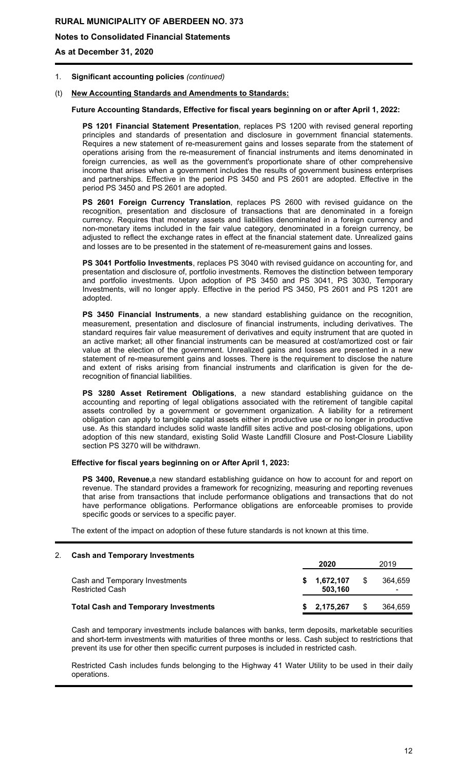1. **Significant accounting policies** *(continued)*

(t) **New Accounting Standards and Amendments to Standards:**

**Future Accounting Standards, Effective for fiscal years beginning on or after April 1, 2022:**

**PS 1201 Financial Statement Presentation**, replaces PS 1200 with revised general reporting principles and standards of presentation and disclosure in government financial statements. Requires a new statement of re-measurement gains and losses separate from the statement of operations arising from the re-measurement of financial instruments and items denominated in foreign currencies, as well as the government's proportionate share of other comprehensive income that arises when a government includes the results of government business enterprises and partnerships. Effective in the period PS 3450 and PS 2601 are adopted. Effective in the period PS 3450 and PS 2601 are adopted.

**PS 2601 Foreign Currency Translation**, replaces PS 2600 with revised guidance on the recognition, presentation and disclosure of transactions that are denominated in a foreign currency. Requires that monetary assets and liabilities denominated in a foreign currency and non-monetary items included in the fair value category, denominated in a foreign currency, be adjusted to reflect the exchange rates in effect at the financial statement date. Unrealized gains and losses are to be presented in the statement of re-measurement gains and losses.

**PS 3041 Portfolio Investments**, replaces PS 3040 with revised guidance on accounting for, and presentation and disclosure of, portfolio investments. Removes the distinction between temporary and portfolio investments. Upon adoption of PS 3450 and PS 3041, PS 3030, Temporary Investments, will no longer apply. Effective in the period PS 3450, PS 2601 and PS 1201 are adopted.

**PS 3450 Financial Instruments**, a new standard establishing guidance on the recognition, measurement, presentation and disclosure of financial instruments, including derivatives. The standard requires fair value measurement of derivatives and equity instrument that are quoted in an active market; all other financial instruments can be measured at cost/amortized cost or fair value at the election of the government. Unrealized gains and losses are presented in a new statement of re-measurement gains and losses. There is the requirement to disclose the nature and extent of risks arising from financial instruments and clarification is given for the de-recognition of financial liabilities.

**PS 3280 Asset Retirement Obligations**, a new standard establishing guidance on the accounting and reporting of legal obligations associated with the retirement of tangible capital assets controlled by a government or government organization. A liability for a retirement obligation can apply to tangible capital assets either in productive use or no longer in productive use. As this standard includes solid waste landfill sites active and post-closing obligations, upon adoption of this new standard, existing Solid Waste Landfill Closure and Post-Closure Liability section PS 3270 will be withdrawn.

**Effective for fiscal years beginning on or After April 1, 2023:**

**PS 3400, Revenue**,a new standard establishing guidance on how to account for and report on revenue. The standard provides a framework for recognizing, measuring and reporting revenues that arise from transactions that include performance obligations and transactions that do not have performance obligations. Performance obligations are enforceable promises to provide specific goods or services to a specific payer.

The extent of the impact on adoption of these future standards is not known at this time.

2. **Cash and Temporary Investments**

| | 2020 | 2019 |
|---|---|---|
| Cash and Temporary Investments | $ 1,672,107 | $ 364,659 |
| Restricted Cash | 503,160 | - |
| **Total Cash and Temporary Investments** | **$ 2,175,267** | $ 364,659 |

Cash and temporary investments include balances with banks, term deposits, marketable securities and short-term investments with maturities of three months or less. Cash subject to restrictions that prevent its use for other then specific current purposes is included in restricted cash.

Restricted Cash includes funds belonging to the Highway 41 Water Utility to be used in their daily operations.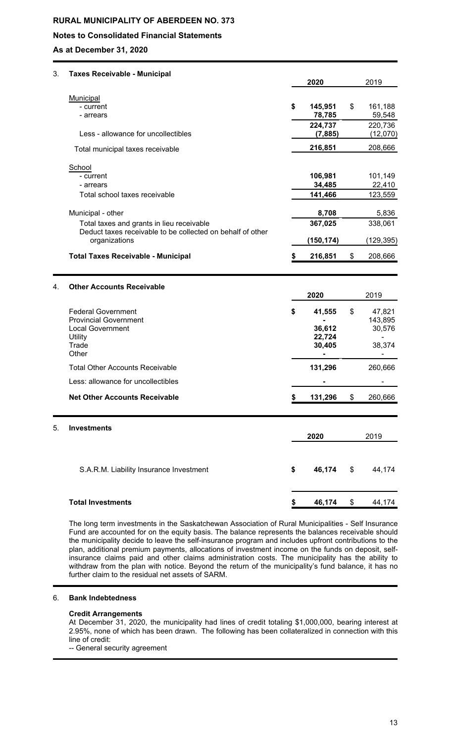# RURAL MUNICIPALITY OF ABERDEEN NO. 373

## Notes to Consolidated Financial Statements

**As at December 31, 2020**

### 3. Taxes Receivable - Municipal

| | 2020 | 2019 |
|---|---|---|
| Municipal | | |
| - current | $ 145,951 | $ 161,188 |
| - arrears | 78,785 | 59,548 |
| | 224,737 | 220,736 |
| Less - allowance for uncollectibles | (7,885) | (12,070) |
| Total municipal taxes receivable | 216,851 | 208,666 |
| School | | |
| - current | 106,981 | 101,149 |
| - arrears | 34,485 | 22,410 |
| Total school taxes receivable | 141,466 | 123,559 |
| Municipal - other | 8,708 | 5,836 |
| Total taxes and grants in lieu receivable | 367,025 | 338,061 |
| Deduct taxes receivable to be collected on behalf of other organizations | (150,174) | (129,395) |
| **Total Taxes Receivable - Municipal** | **$ 216,851** | $ 208,666 |

### 4. Other Accounts Receivable

| | 2020 | 2019 |
|---|---|---|
| Federal Government | $ 41,555 | $ 47,821 |
| Provincial Government | - | 143,895 |
| Local Government | 36,612 | 30,576 |
| Utility | 22,724 | - |
| Trade | 30,405 | 38,374 |
| Other | - | - |
| Total Other Accounts Receivable | 131,296 | 260,666 |
| Less: allowance for uncollectibles | - | - |
| **Net Other Accounts Receivable** | **$ 131,296** | $ 260,666 |

### 5. Investments

| | 2020 | 2019 |
|---|---|---|
| S.A.R.M. Liability Insurance Investment | $ 46,174 | $ 44,174 |
| **Total Investments** | **$ 46,174** | $ 44,174 |

The long term investments in the Saskatchewan Association of Rural Municipalities - Self Insurance Fund are accounted for on the equity basis. The balance represents the balances receivable should the municipality decide to leave the self-insurance program and includes upfront contributions to the plan, additional premium payments, allocations of investment income on the funds on deposit, self-insurance claims paid and other claims administration costs. The municipality has the ability to withdraw from the plan with notice. Beyond the return of the municipality's fund balance, it has no further claim to the residual net assets of SARM.

### 6. Bank Indebtedness

**Credit Arrangements**

At December 31, 2020, the municipality had lines of credit totaling $1,000,000, bearing interest at 2.95%, none of which has been drawn. The following has been collateralized in connection with this line of credit:

-- General security agreement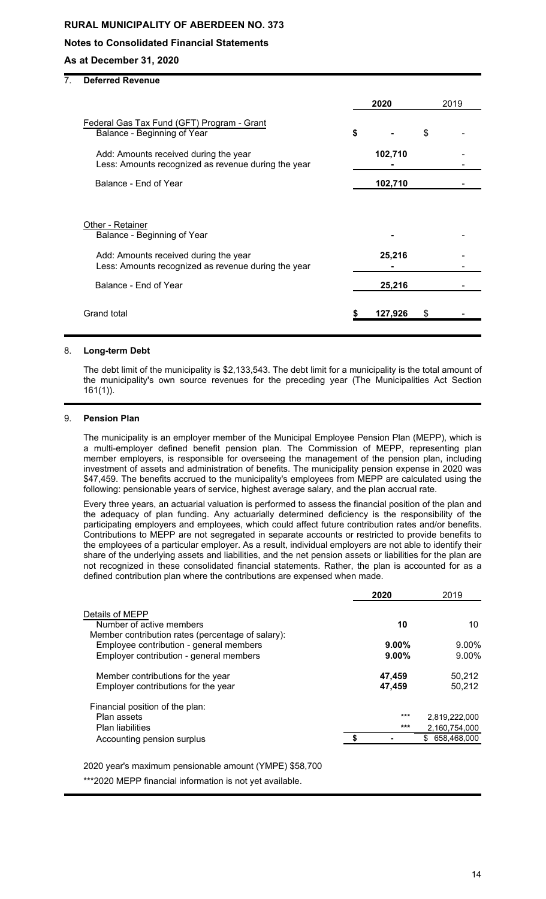**RURAL MUNICIPALITY OF ABERDEEN NO. 373**

**Notes to Consolidated Financial Statements**

**As at December 31, 2020**

## 7. Deferred Revenue

| | 2020 | 2019 |
|---|---|---|
| Federal Gas Tax Fund (GFT) Program - Grant | | |
| Balance - Beginning of Year | $ - | $ - |
| Add: Amounts received during the year | 102,710 | - |
| Less: Amounts recognized as revenue during the year | - | - |
| Balance - End of Year | 102,710 | - |
| Other - Retainer | | |
| Balance - Beginning of Year | - | - |
| Add: Amounts received during the year | 25,216 | - |
| Less: Amounts recognized as revenue during the year | - | - |
| Balance - End of Year | 25,216 | - |
| Grand total | $ 127,926 | $ - |

## 8. Long-term Debt

The debt limit of the municipality is $2,133,543. The debt limit for a municipality is the total amount of the municipality's own source revenues for the preceding year (The Municipalities Act Section 161(1)).

## 9. Pension Plan

The municipality is an employer member of the Municipal Employee Pension Plan (MEPP), which is a multi-employer defined benefit pension plan. The Commission of MEPP, representing plan member employers, is responsible for overseeing the management of the pension plan, including investment of assets and administration of benefits. The municipality pension expense in 2020 was $47,459. The benefits accrued to the municipality's employees from MEPP are calculated using the following: pensionable years of service, highest average salary, and the plan accrual rate.

Every three years, an actuarial valuation is performed to assess the financial position of the plan and the adequacy of plan funding. Any actuarially determined deficiency is the responsibility of the participating employers and employees, which could affect future contribution rates and/or benefits. Contributions to MEPP are not segregated in separate accounts or restricted to provide benefits to the employees of a particular employer. As a result, individual employers are not able to identify their share of the underlying assets and liabilities, and the net pension assets or liabilities for the plan are not recognized in these consolidated financial statements. Rather, the plan is accounted for as a defined contribution plan where the contributions are expensed when made.

| | 2020 | 2019 |
|---|---|---|
| Details of MEPP | | |
| Number of active members | 10 | 10 |
| Member contribution rates (percentage of salary): | | |
| Employee contribution - general members | 9.00% | 9.00% |
| Employer contribution - general members | 9.00% | 9.00% |
| Member contributions for the year | 47,459 | 50,212 |
| Employer contributions for the year | 47,459 | 50,212 |
| Financial position of the plan: | | |
| Plan assets | *** | 2,819,222,000 |
| Plan liabilities | *** | 2,160,754,000 |
| Accounting pension surplus | $ - | $ 658,468,000 |

2020 year's maximum pensionable amount (YMPE) $58,700

***2020 MEPP financial information is not yet available.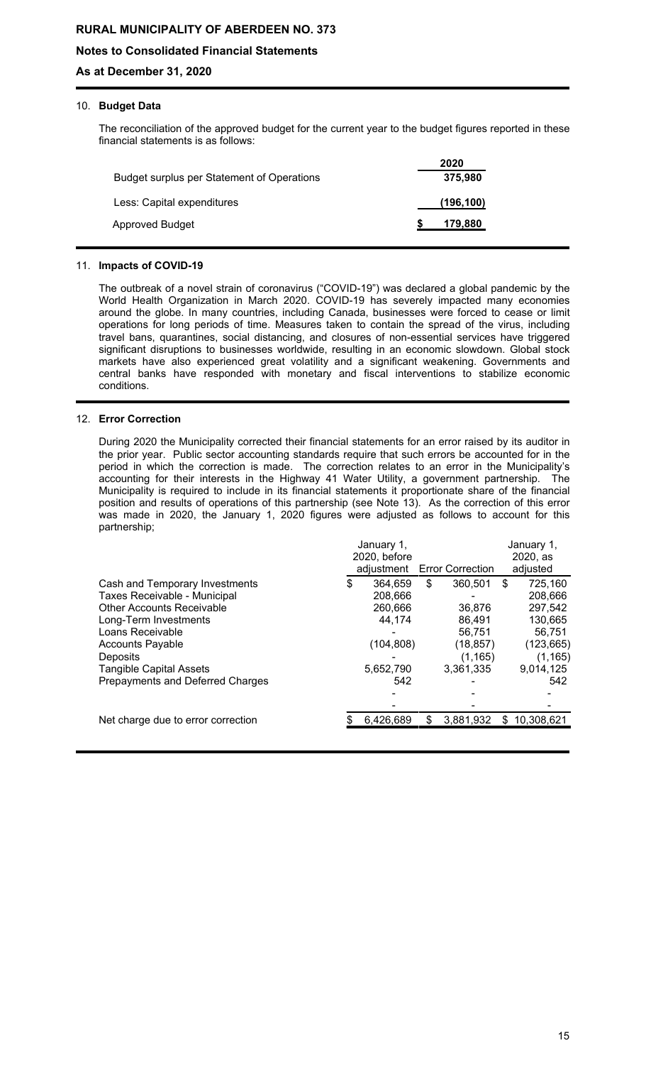## 10. Budget Data

The reconciliation of the approved budget for the current year to the budget figures reported in these financial statements is as follows:

| | 2020 |
|---|---|
| Budget surplus per Statement of Operations | 375,980 |
| Less: Capital expenditures | (196,100) |
| Approved Budget | $ 179,880 |

## 11. Impacts of COVID-19

The outbreak of a novel strain of coronavirus ("COVID-19") was declared a global pandemic by the World Health Organization in March 2020. COVID-19 has severely impacted many economies around the globe. In many countries, including Canada, businesses were forced to cease or limit operations for long periods of time. Measures taken to contain the spread of the virus, including travel bans, quarantines, social distancing, and closures of non-essential services have triggered significant disruptions to businesses worldwide, resulting in an economic slowdown. Global stock markets have also experienced great volatility and a significant weakening. Governments and central banks have responded with monetary and fiscal interventions to stabilize economic conditions.

## 12. Error Correction

During 2020 the Municipality corrected their financial statements for an error raised by its auditor in the prior year. Public sector accounting standards require that such errors be accounted for in the period in which the correction is made. The correction relates to an error in the Municipality's accounting for their interests in the Highway 41 Water Utility, a government partnership. The Municipality is required to include in its financial statements it proportionate share of the financial position and results of operations of this partnership (see Note 13). As the correction of this error was made in 2020, the January 1, 2020 figures were adjusted as follows to account for this partnership;

| | January 1, 2020, before adjustment | Error Correction | January 1, 2020, as adjusted |
|---|---|---|---|
| Cash and Temporary Investments | $ 364,659 | $ 360,501 | $ 725,160 |
| Taxes Receivable - Municipal | 208,666 | - | 208,666 |
| Other Accounts Receivable | 260,666 | 36,876 | 297,542 |
| Long-Term Investments | 44,174 | 86,491 | 130,665 |
| Loans Receivable | - | 56,751 | 56,751 |
| Accounts Payable | (104,808) | (18,857) | (123,665) |
| Deposits | - | (1,165) | (1,165) |
| Tangible Capital Assets | 5,652,790 | 3,361,335 | 9,014,125 |
| Prepayments and Deferred Charges | 542 | - | 542 |
| | - | - | - |
| | - | - | - |
| Net charge due to error correction | $ 6,426,689 | $ 3,881,932 | $ 10,308,621 |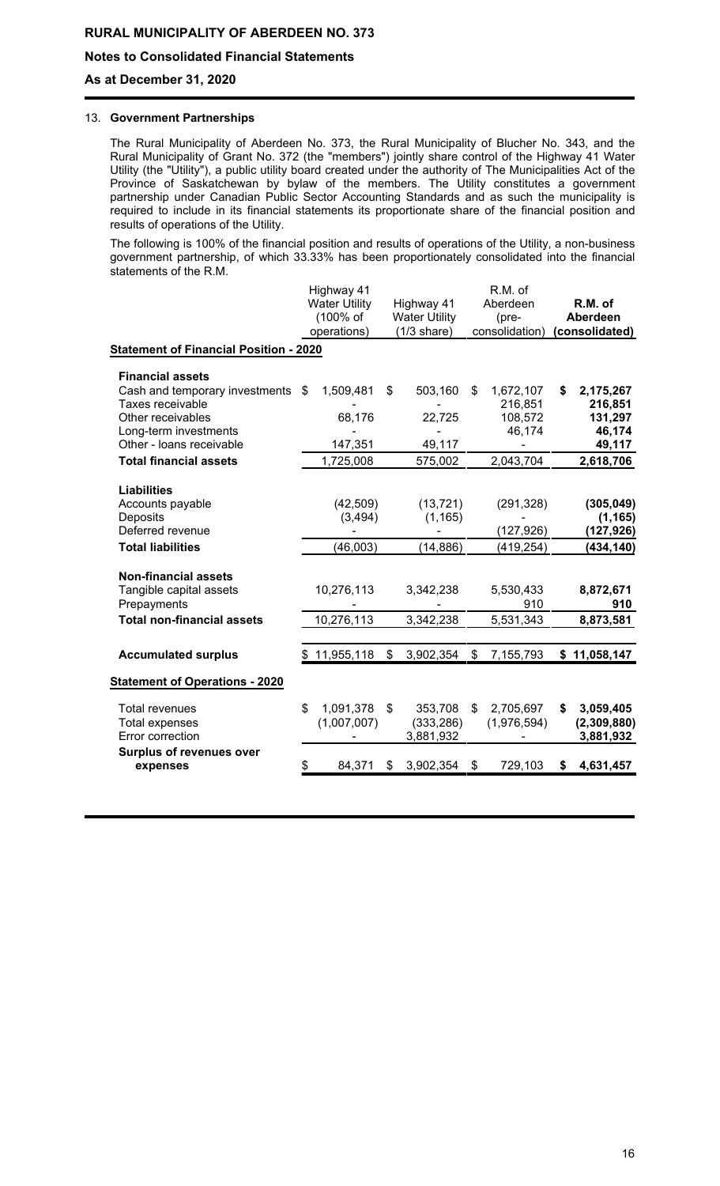### 13. Government Partnerships

The Rural Municipality of Aberdeen No. 373, the Rural Municipality of Blucher No. 343, and the Rural Municipality of Grant No. 372 (the "members") jointly share control of the Highway 41 Water Utility (the "Utility"), a public utility board created under the authority of The Municipalities Act of the Province of Saskatchewan by bylaw of the members. The Utility constitutes a government partnership under Canadian Public Sector Accounting Standards and as such the municipality is required to include in its financial statements its proportionate share of the financial position and results of operations of the Utility.

The following is 100% of the financial position and results of operations of the Utility, a non-business government partnership, of which 33.33% has been proportionately consolidated into the financial statements of the R.M.

| | Highway 41 Water Utility (100% of operations) | Highway 41 Water Utility (1/3 share) | R.M. of Aberdeen (pre-consolidation) | **R.M. of Aberdeen (consolidated)** |
|---|---|---|---|---|
| **Statement of Financial Position - 2020** | | | | |
| **Financial assets** | | | | |
| Cash and temporary investments | $ 1,509,481 | $ 503,160 | $ 1,672,107 | **$ 2,175,267** |
| Taxes receivable | - | - | 216,851 | **216,851** |
| Other receivables | 68,176 | 22,725 | 108,572 | **131,297** |
| Long-term investments | - | - | 46,174 | **46,174** |
| Other - loans receivable | 147,351 | 49,117 | - | **49,117** |
| **Total financial assets** | 1,725,008 | 575,002 | 2,043,704 | **2,618,706** |
| **Liabilities** | | | | |
| Accounts payable | (42,509) | (13,721) | (291,328) | **(305,049)** |
| Deposits | (3,494) | (1,165) | - | **(1,165)** |
| Deferred revenue | - | - | (127,926) | **(127,926)** |
| **Total liabilities** | (46,003) | (14,886) | (419,254) | **(434,140)** |
| **Non-financial assets** | | | | |
| Tangible capital assets | 10,276,113 | 3,342,238 | 5,530,433 | **8,872,671** |
| Prepayments | - | - | 910 | **910** |
| **Total non-financial assets** | 10,276,113 | 3,342,238 | 5,531,343 | **8,873,581** |
| **Accumulated surplus** | $ 11,955,118 | $ 3,902,354 | $ 7,155,793 | **$ 11,058,147** |
| **Statement of Operations - 2020** | | | | |
| Total revenues | $ 1,091,378 | $ 353,708 | $ 2,705,697 | **$ 3,059,405** |
| Total expenses | (1,007,007) | (333,286) | (1,976,594) | **(2,309,880)** |
| Error correction | - | 3,881,932 | - | **3,881,932** |
| **Surplus of revenues over expenses** | $ 84,371 | $ 3,902,354 | $ 729,103 | **$ 4,631,457** |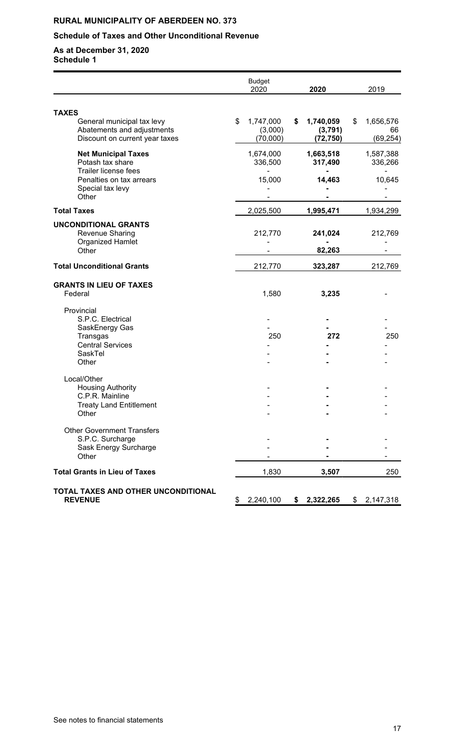# RURAL MUNICIPALITY OF ABERDEEN NO. 373

## Schedule of Taxes and Other Unconditional Revenue

**As at December 31, 2020**
**Schedule 1**

| | Budget 2020 | 2020 | 2019 |
|---|---|---|---|
| **TAXES** | | | |
| General municipal tax levy | $ 1,747,000 | **$ 1,740,059** | $ 1,656,576 |
| Abatements and adjustments | (3,000) | **(3,791)** | 66 |
| Discount on current year taxes | (70,000) | **(72,750)** | (69,254) |
| **Net Municipal Taxes** | 1,674,000 | **1,663,518** | 1,587,388 |
| Potash tax share | 336,500 | **317,490** | 336,266 |
| Trailer license fees | - | **-** | - |
| Penalties on tax arrears | 15,000 | **14,463** | 10,645 |
| Special tax levy | - | **-** | - |
| Other | - | **-** | - |
| **Total Taxes** | 2,025,500 | **1,995,471** | 1,934,299 |
| **UNCONDITIONAL GRANTS** | | | |
| Revenue Sharing | 212,770 | **241,024** | 212,769 |
| Organized Hamlet | - | **-** | - |
| Other | - | **82,263** | - |
| **Total Unconditional Grants** | 212,770 | **323,287** | 212,769 |
| **GRANTS IN LIEU OF TAXES** | | | |
| Federal | 1,580 | **3,235** | - |
| Provincial | | | |
| S.P.C. Electrical | - | **-** | - |
| SaskEnergy Gas | - | **-** | - |
| Transgas | 250 | **272** | 250 |
| Central Services | - | **-** | - |
| SaskTel | - | **-** | - |
| Other | - | **-** | - |
| Local/Other | | | |
| Housing Authority | - | **-** | - |
| C.P.R. Mainline | - | **-** | - |
| Treaty Land Entitlement | - | **-** | - |
| Other | - | **-** | - |
| Other Government Transfers | | | |
| S.P.C. Surcharge | - | **-** | - |
| Sask Energy Surcharge | - | **-** | - |
| Other | - | **-** | - |
| **Total Grants in Lieu of Taxes** | 1,830 | **3,507** | 250 |
| **TOTAL TAXES AND OTHER UNCONDITIONAL REVENUE** | $ 2,240,100 | **$ 2,322,265** | $ 2,147,318 |

See notes to financial statements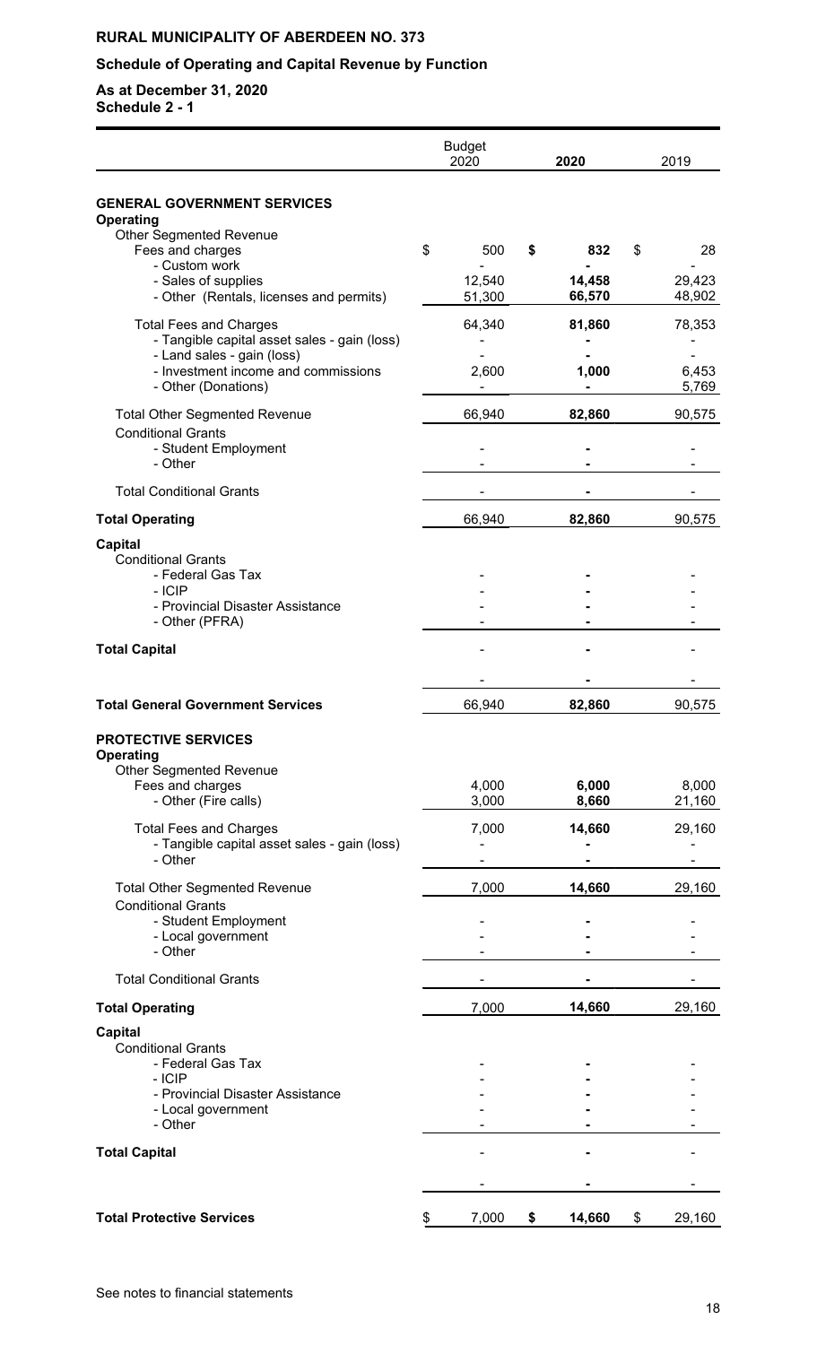**RURAL MUNICIPALITY OF ABERDEEN NO. 373**

**Schedule of Operating and Capital Revenue by Function**

**As at December 31, 2020**
**Schedule 2 - 1**

| | Budget 2020 | 2020 | 2019 |
|---|---|---|---|
| **GENERAL GOVERNMENT SERVICES** | | | |
| **Operating** | | | |
| Other Segmented Revenue | | | |
| Fees and charges | $ 500 | **$ 832** | $ 28 |
| - Custom work | - | **-** | - |
| - Sales of supplies | 12,540 | **14,458** | 29,423 |
| - Other (Rentals, licenses and permits) | 51,300 | **66,570** | 48,902 |
| Total Fees and Charges | 64,340 | **81,860** | 78,353 |
| - Tangible capital asset sales - gain (loss) | - | **-** | - |
| - Land sales - gain (loss) | - | **-** | - |
| - Investment income and commissions | 2,600 | **1,000** | 6,453 |
| - Other (Donations) | - | **-** | 5,769 |
| Total Other Segmented Revenue | 66,940 | **82,860** | 90,575 |
| Conditional Grants | | | |
| - Student Employment | - | **-** | - |
| - Other | - | **-** | - |
| Total Conditional Grants | - | **-** | - |
| **Total Operating** | 66,940 | **82,860** | 90,575 |
| **Capital** | | | |
| Conditional Grants | | | |
| - Federal Gas Tax | - | **-** | - |
| - ICIP | - | **-** | - |
| - Provincial Disaster Assistance | - | **-** | - |
| - Other (PFRA) | - | **-** | - |
| **Total Capital** | - | **-** | - |
| | - | **-** | - |
| **Total General Government Services** | 66,940 | **82,860** | 90,575 |
| **PROTECTIVE SERVICES** | | | |
| **Operating** | | | |
| Other Segmented Revenue | | | |
| Fees and charges | 4,000 | **6,000** | 8,000 |
| - Other (Fire calls) | 3,000 | **8,660** | 21,160 |
| Total Fees and Charges | 7,000 | **14,660** | 29,160 |
| - Tangible capital asset sales - gain (loss) | - | **-** | - |
| - Other | - | **-** | - |
| Total Other Segmented Revenue | 7,000 | **14,660** | 29,160 |
| Conditional Grants | | | |
| - Student Employment | - | **-** | - |
| - Local government | - | **-** | - |
| - Other | - | **-** | - |
| Total Conditional Grants | - | **-** | - |
| **Total Operating** | 7,000 | **14,660** | 29,160 |
| **Capital** | | | |
| Conditional Grants | | | |
| - Federal Gas Tax | - | **-** | - |
| - ICIP | - | **-** | - |
| - Provincial Disaster Assistance | - | **-** | - |
| - Local government | - | **-** | - |
| - Other | - | **-** | - |
| **Total Capital** | - | **-** | - |
| | - | **-** | - |
| **Total Protective Services** | $ 7,000 | **$ 14,660** | $ 29,160 |

See notes to financial statements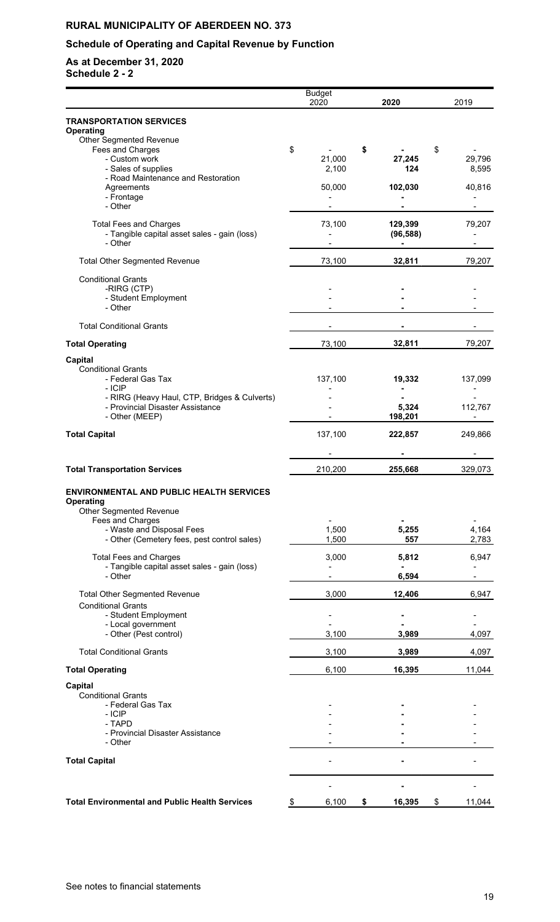**RURAL MUNICIPALITY OF ABERDEEN NO. 373**

**Schedule of Operating and Capital Revenue by Function**

**As at December 31, 2020**
**Schedule 2 - 2**

| | Budget 2020 | 2020 | 2019 |
|---|---|---|---|
| **TRANSPORTATION SERVICES** | | | |
| **Operating** | | | |
| Other Segmented Revenue | | | |
| Fees and Charges | $ - | **$ -** | $ - |
| - Custom work | 21,000 | **27,245** | 29,796 |
| - Sales of supplies | 2,100 | **124** | 8,595 |
| - Road Maintenance and Restoration Agreements | 50,000 | **102,030** | 40,816 |
| - Frontage | - | **-** | - |
| - Other | - | **-** | - |
| Total Fees and Charges | 73,100 | **129,399** | 79,207 |
| - Tangible capital asset sales - gain (loss) | - | **(96,588)** | - |
| - Other | - | **-** | - |
| Total Other Segmented Revenue | 73,100 | **32,811** | 79,207 |
| Conditional Grants | | | |
| -RIRG (CTP) | - | **-** | - |
| - Student Employment | - | **-** | - |
| - Other | - | **-** | - |
| Total Conditional Grants | - | **-** | - |
| **Total Operating** | 73,100 | **32,811** | 79,207 |
| **Capital** | | | |
| Conditional Grants | | | |
| - Federal Gas Tax | 137,100 | **19,332** | 137,099 |
| - ICIP | - | **-** | - |
| - RIRG (Heavy Haul, CTP, Bridges & Culverts) | - | **-** | - |
| - Provincial Disaster Assistance | - | **5,324** | 112,767 |
| - Other (MEEP) | - | **198,201** | - |
| **Total Capital** | 137,100 | **222,857** | 249,866 |
| | - | **-** | - |
| **Total Transportation Services** | 210,200 | **255,668** | 329,073 |
| **ENVIRONMENTAL AND PUBLIC HEALTH SERVICES** | | | |
| **Operating** | | | |
| Other Segmented Revenue | | | |
| Fees and Charges | - | **-** | - |
| - Waste and Disposal Fees | 1,500 | **5,255** | 4,164 |
| - Other (Cemetery fees, pest control sales) | 1,500 | **557** | 2,783 |
| Total Fees and Charges | 3,000 | **5,812** | 6,947 |
| - Tangible capital asset sales - gain (loss) | - | **-** | - |
| - Other | - | **6,594** | - |
| Total Other Segmented Revenue | 3,000 | **12,406** | 6,947 |
| Conditional Grants | | | |
| - Student Employment | - | **-** | - |
| - Local government | - | **-** | - |
| - Other (Pest control) | 3,100 | **3,989** | 4,097 |
| Total Conditional Grants | 3,100 | **3,989** | 4,097 |
| **Total Operating** | 6,100 | **16,395** | 11,044 |
| **Capital** | | | |
| Conditional Grants | | | |
| - Federal Gas Tax | - | **-** | - |
| - ICIP | - | **-** | - |
| - TAPD | - | **-** | - |
| - Provincial Disaster Assistance | - | **-** | - |
| - Other | - | **-** | - |
| **Total Capital** | - | **-** | - |
| | - | **-** | - |
| **Total Environmental and Public Health Services** | $ 6,100 | **$ 16,395** | $ 11,044 |

See notes to financial statements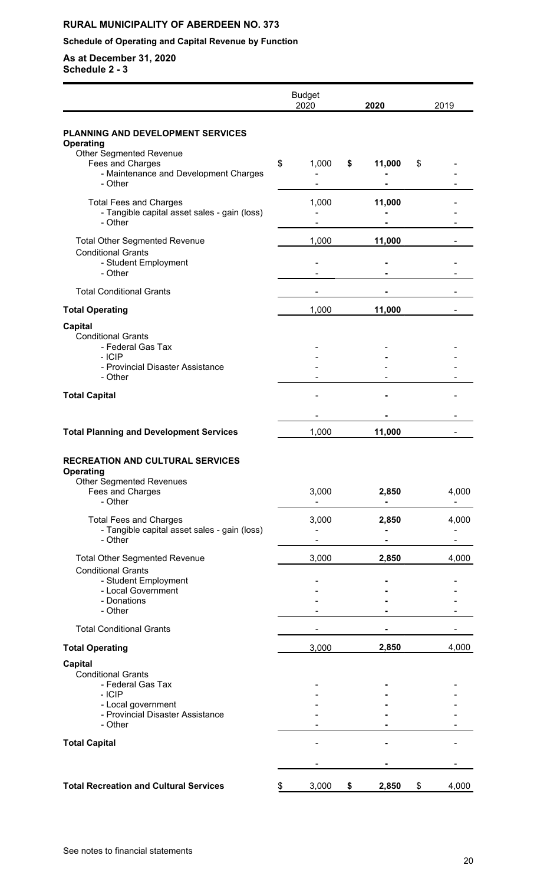**RURAL MUNICIPALITY OF ABERDEEN NO. 373**

**Schedule of Operating and Capital Revenue by Function**

**As at December 31, 2020**
**Schedule 2 - 3**

| | Budget 2020 | **2020** | 2019 |
|---|---|---|---|
| **PLANNING AND DEVELOPMENT SERVICES** | | | |
| **Operating** | | | |
| Other Segmented Revenue | | | |
| Fees and Charges | $ 1,000 | **$ 11,000** | $ - |
| - Maintenance and Development Charges | - | **-** | - |
| - Other | - | **-** | - |
| Total Fees and Charges | 1,000 | **11,000** | - |
| - Tangible capital asset sales - gain (loss) | - | **-** | - |
| - Other | - | **-** | - |
| Total Other Segmented Revenue | 1,000 | **11,000** | - |
| Conditional Grants | | | |
| - Student Employment | - | **-** | - |
| - Other | - | **-** | - |
| Total Conditional Grants | - | **-** | - |
| **Total Operating** | 1,000 | **11,000** | - |
| **Capital** | | | |
| Conditional Grants | | | |
| - Federal Gas Tax | - | - | - |
| - ICIP | - | **-** | - |
| - Provincial Disaster Assistance | - | - | - |
| - Other | - | - | - |
| **Total Capital** | - | **-** | - |
| | - | **-** | - |
| **Total Planning and Development Services** | 1,000 | **11,000** | - |
| **RECREATION AND CULTURAL SERVICES** | | | |
| **Operating** | | | |
| Other Segmented Revenues | | | |
| Fees and Charges | 3,000 | **2,850** | 4,000 |
| - Other | - | **-** | - |
| Total Fees and Charges | 3,000 | **2,850** | 4,000 |
| - Tangible capital asset sales - gain (loss) | - | **-** | - |
| - Other | - | **-** | - |
| Total Other Segmented Revenue | 3,000 | **2,850** | 4,000 |
| Conditional Grants | | | |
| - Student Employment | - | **-** | - |
| - Local Government | - | **-** | - |
| - Donations | - | **-** | - |
| - Other | - | **-** | - |
| Total Conditional Grants | - | **-** | - |
| **Total Operating** | 3,000 | **2,850** | 4,000 |
| **Capital** | | | |
| Conditional Grants | | | |
| - Federal Gas Tax | - | **-** | - |
| - ICIP | - | **-** | - |
| - Local government | - | **-** | - |
| - Provincial Disaster Assistance | - | **-** | - |
| - Other | - | **-** | - |
| **Total Capital** | - | **-** | - |
| | - | **-** | - |
| **Total Recreation and Cultural Services** | $ 3,000 | **$ 2,850** | $ 4,000 |

See notes to financial statements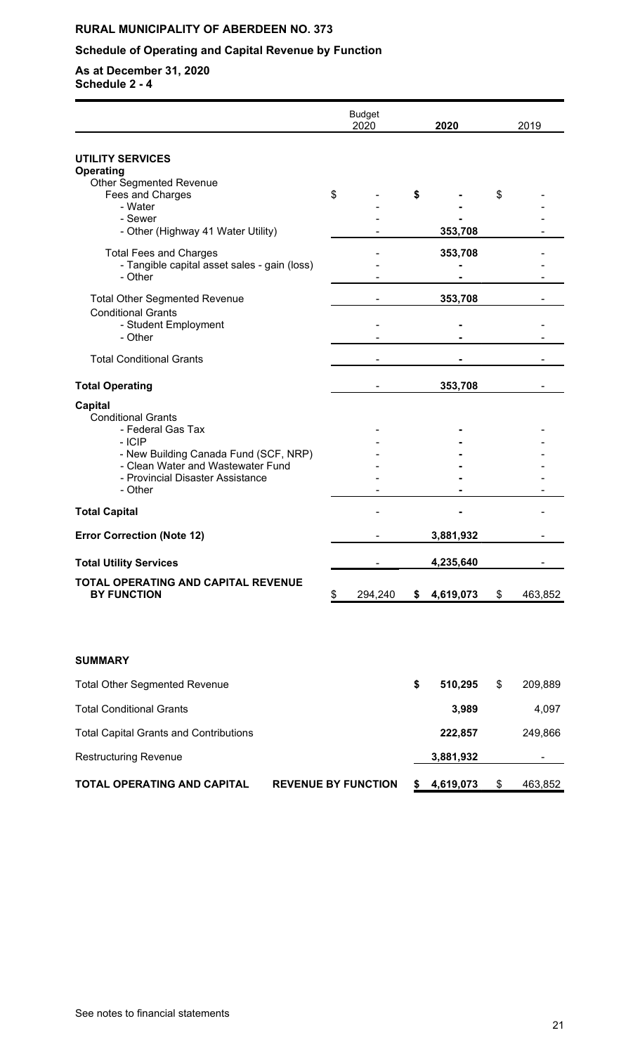**RURAL MUNICIPALITY OF ABERDEEN NO. 373**

**Schedule of Operating and Capital Revenue by Function**

**As at December 31, 2020**
**Schedule 2 - 4**

| | Budget 2020 | 2020 | 2019 |
|---|---|---|---|
| **UTILITY SERVICES** | | | |
| **Operating** | | | |
| Other Segmented Revenue | | | |
| Fees and Charges | $ - | $ - | $ - |
| - Water | - | - | - |
| - Sewer | - | - | - |
| - Other (Highway 41 Water Utility) | - | 353,708 | - |
| Total Fees and Charges | - | 353,708 | - |
| - Tangible capital asset sales - gain (loss) | - | - | - |
| - Other | - | - | - |
| Total Other Segmented Revenue | - | 353,708 | - |
| Conditional Grants | | | |
| - Student Employment | - | - | - |
| - Other | - | - | - |
| Total Conditional Grants | - | - | - |
| **Total Operating** | - | 353,708 | - |
| **Capital** | | | |
| Conditional Grants | | | |
| - Federal Gas Tax | - | - | - |
| - ICIP | - | - | - |
| - New Building Canada Fund (SCF, NRP) | - | - | - |
| - Clean Water and Wastewater Fund | - | - | - |
| - Provincial Disaster Assistance | - | - | - |
| - Other | - | - | - |
| **Total Capital** | - | - | - |
| **Error Correction (Note 12)** | - | 3,881,932 | - |
| **Total Utility Services** | - | 4,235,640 | - |
| **TOTAL OPERATING AND CAPITAL REVENUE BY FUNCTION** | $ 294,240 | $ 4,619,073 | $ 463,852 |

**SUMMARY**

| | 2020 | 2019 |
|---|---|---|
| Total Other Segmented Revenue | $ 510,295 | $ 209,889 |
| Total Conditional Grants | 3,989 | 4,097 |
| Total Capital Grants and Contributions | 222,857 | 249,866 |
| Restructuring Revenue | 3,881,932 | - |
| **TOTAL OPERATING AND CAPITAL REVENUE BY FUNCTION** | $ 4,619,073 | $ 463,852 |

See notes to financial statements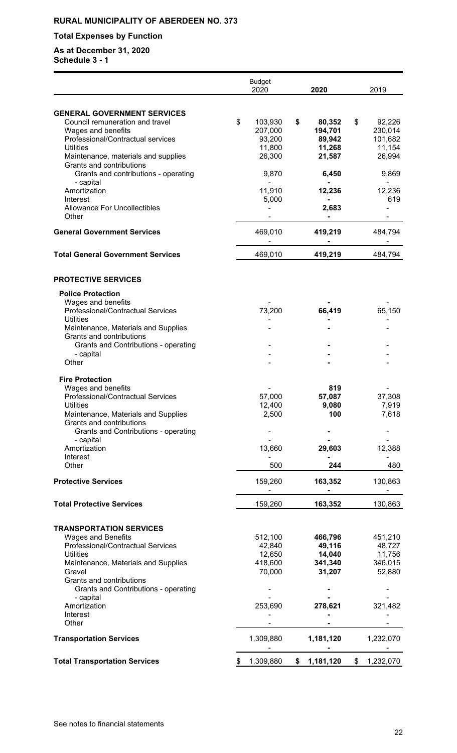## RURAL MUNICIPALITY OF ABERDEEN NO. 373

### Total Expenses by Function

**As at December 31, 2020**
**Schedule 3 - 1**

| | Budget 2020 | 2020 | 2019 |
|---|---|---|---|
| **GENERAL GOVERNMENT SERVICES** | | | |
| Council remuneration and travel | $ 103,930 | $ **80,352** | $ 92,226 |
| Wages and benefits | 207,000 | **194,701** | 230,014 |
| Professional/Contractual services | 93,200 | **89,942** | 101,682 |
| Utilities | 11,800 | **11,268** | 11,154 |
| Maintenance, materials and supplies | 26,300 | **21,587** | 26,994 |
| Grants and contributions | | | |
| Grants and contributions - operating | 9,870 | **6,450** | 9,869 |
| - capital | - | **-** | - |
| Amortization | 11,910 | **12,236** | 12,236 |
| Interest | 5,000 | **-** | 619 |
| Allowance For Uncollectibles | - | **2,683** | - |
| Other | - | **-** | - |
| **General Government Services** | 469,010 | **419,219** | 484,794 |
| | - | **-** | - |
| **Total General Government Services** | 469,010 | **419,219** | 484,794 |
| **PROTECTIVE SERVICES** | | | |
| **Police Protection** | | | |
| Wages and benefits | - | **-** | - |
| Professional/Contractual Services | 73,200 | **66,419** | 65,150 |
| Utilities | - | **-** | - |
| Maintenance, Materials and Supplies | - | **-** | - |
| Grants and contributions | | | |
| Grants and Contributions - operating | - | **-** | - |
| - capital | - | **-** | - |
| Other | - | **-** | - |
| **Fire Protection** | | | |
| Wages and benefits | - | **819** | - |
| Professional/Contractual Services | 57,000 | **57,087** | 37,308 |
| Utilities | 12,400 | **9,080** | 7,919 |
| Maintenance, Materials and Supplies | 2,500 | **100** | 7,618 |
| Grants and contributions | | | |
| Grants and Contributions - operating | - | **-** | - |
| - capital | - | **-** | - |
| Amortization | 13,660 | **29,603** | 12,388 |
| Interest | - | **-** | - |
| Other | 500 | **244** | 480 |
| **Protective Services** | 159,260 | **163,352** | 130,863 |
| | - | **-** | - |
| **Total Protective Services** | 159,260 | **163,352** | 130,863 |
| **TRANSPORTATION SERVICES** | | | |
| Wages and Benefits | 512,100 | **466,796** | 451,210 |
| Professional/Contractual Services | 42,840 | **49,116** | 48,727 |
| Utilities | 12,650 | **14,040** | 11,756 |
| Maintenance, Materials and Supplies | 418,600 | **341,340** | 346,015 |
| Gravel | 70,000 | **31,207** | 52,880 |
| Grants and contributions | | | |
| Grants and Contributions - operating | - | **-** | - |
| - capital | - | **-** | - |
| Amortization | 253,690 | **278,621** | 321,482 |
| Interest | - | **-** | - |
| Other | - | **-** | - |
| **Transportation Services** | 1,309,880 | **1,181,120** | 1,232,070 |
| | - | **-** | - |
| **Total Transportation Services** | $ 1,309,880 | $ **1,181,120** | $ 1,232,070 |

See notes to financial statements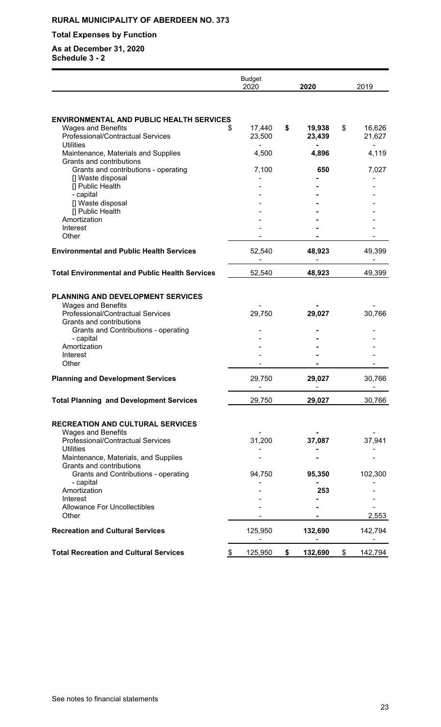# RURAL MUNICIPALITY OF ABERDEEN NO. 373

## Total Expenses by Function

**As at December 31, 2020**
**Schedule 3 - 2**

| | Budget 2020 | 2020 | 2019 |
|---|---|---|---|
| **ENVIRONMENTAL AND PUBLIC HEALTH SERVICES** | | | |
| Wages and Benefits | $ 17,440 | **$ 19,938** | $ 16,626 |
| Professional/Contractual Services | 23,500 | **23,439** | 21,627 |
| Utilities | - | **-** | - |
| Maintenance, Materials and Supplies | 4,500 | **4,896** | 4,119 |
| Grants and contributions | | | |
| Grants and contributions - operating | 7,100 | **650** | 7,027 |
| [] Waste disposal | - | **-** | - |
| [] Public Health | - | **-** | - |
| - capital | - | **-** | - |
| [] Waste disposal | - | **-** | - |
| [] Public Health | - | **-** | - |
| Amortization | - | **-** | - |
| Interest | - | **-** | - |
| Other | - | **-** | - |
| **Environmental and Public Health Services** | 52,540 | **48,923** | 49,399 |
| | - | **-** | - |
| **Total Environmental and Public Health Services** | 52,540 | **48,923** | 49,399 |
| **PLANNING AND DEVELOPMENT SERVICES** | | | |
| Wages and Benefits | - | **-** | - |
| Professional/Contractual Services | 29,750 | **29,027** | 30,766 |
| Grants and contributions | | | |
| Grants and Contributions - operating | - | **-** | - |
| - capital | - | **-** | - |
| Amortization | - | **-** | - |
| Interest | - | **-** | - |
| Other | - | **-** | - |
| **Planning and Development Services** | 29,750 | **29,027** | 30,766 |
| | - | **-** | - |
| **Total Planning and Development Services** | 29,750 | **29,027** | 30,766 |
| **RECREATION AND CULTURAL SERVICES** | | | |
| Wages and Benefits | - | **-** | - |
| Professional/Contractual Services | 31,200 | **37,087** | 37,941 |
| Utilities | - | **-** | - |
| Maintenance, Materials, and Supplies | - | **-** | - |
| Grants and contributions | | | |
| Grants and Contributions - operating | 94,750 | **95,350** | 102,300 |
| - capital | - | **-** | - |
| Amortization | - | **253** | - |
| Interest | - | **-** | - |
| Allowance For Uncollectibles | - | **-** | - |
| Other | - | **-** | 2,553 |
| **Recreation and Cultural Services** | 125,950 | **132,690** | 142,794 |
| | - | **-** | - |
| **Total Recreation and Cultural Services** | $ 125,950 | **$ 132,690** | $ 142,794 |

See notes to financial statements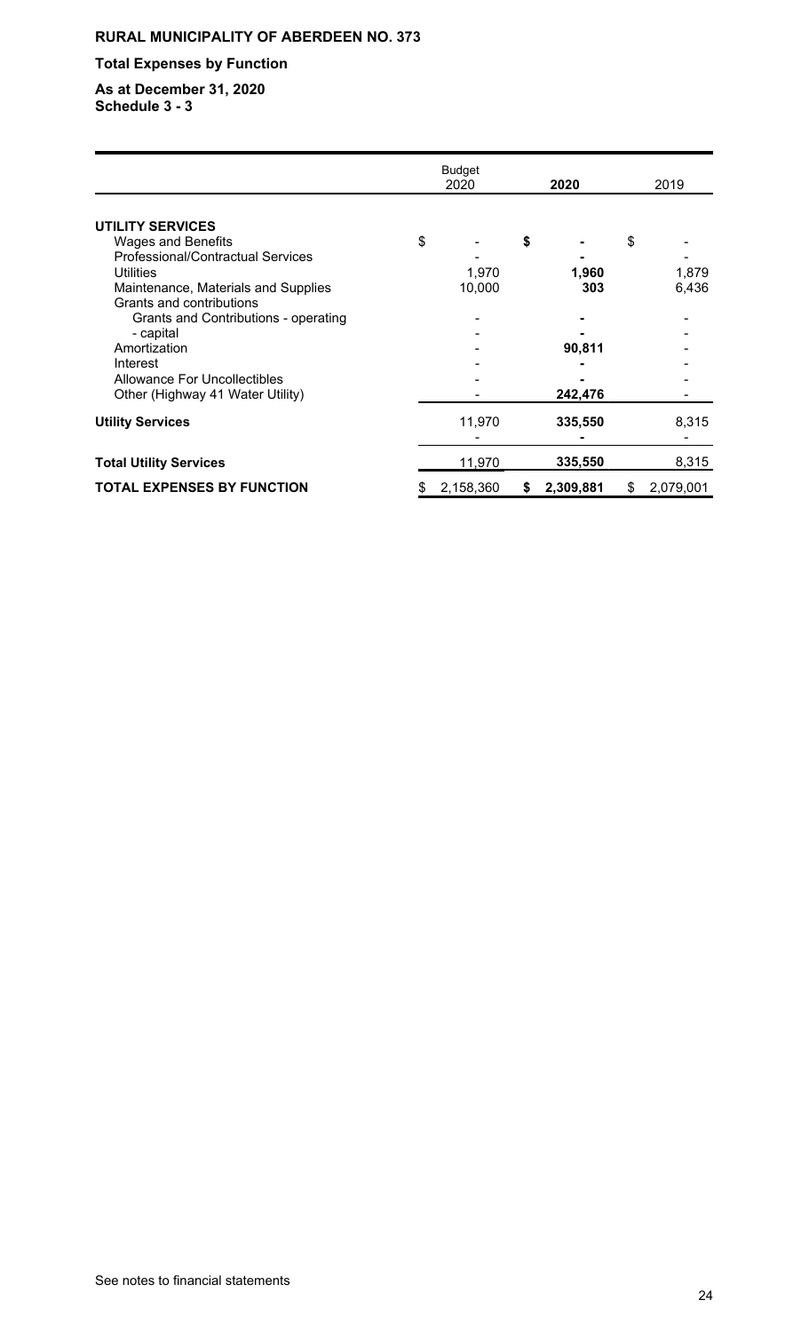**RURAL MUNICIPALITY OF ABERDEEN NO. 373**

**Total Expenses by Function**

**As at December 31, 2020**
**Schedule 3 - 3**

| | Budget 2020 | **2020** | 2019 |
|---|---|---|---|
| **UTILITY SERVICES** | | | |
| Wages and Benefits | $ - | **$ -** | $ - |
| Professional/Contractual Services | - | **-** | - |
| Utilities | 1,970 | **1,960** | 1,879 |
| Maintenance, Materials and Supplies | 10,000 | **303** | 6,436 |
| Grants and contributions | | | |
| Grants and Contributions - operating | - | **-** | - |
| - capital | - | **-** | - |
| Amortization | - | **90,811** | - |
| Interest | - | **-** | - |
| Allowance For Uncollectibles | - | **-** | - |
| Other (Highway 41 Water Utility) | - | **242,476** | - |
| **Utility Services** | 11,970 | **335,550** | 8,315 |
| | - | **-** | - |
| **Total Utility Services** | 11,970 | **335,550** | 8,315 |
| **TOTAL EXPENSES BY FUNCTION** | $ 2,158,360 | **$ 2,309,881** | $ 2,079,001 |

See notes to financial statements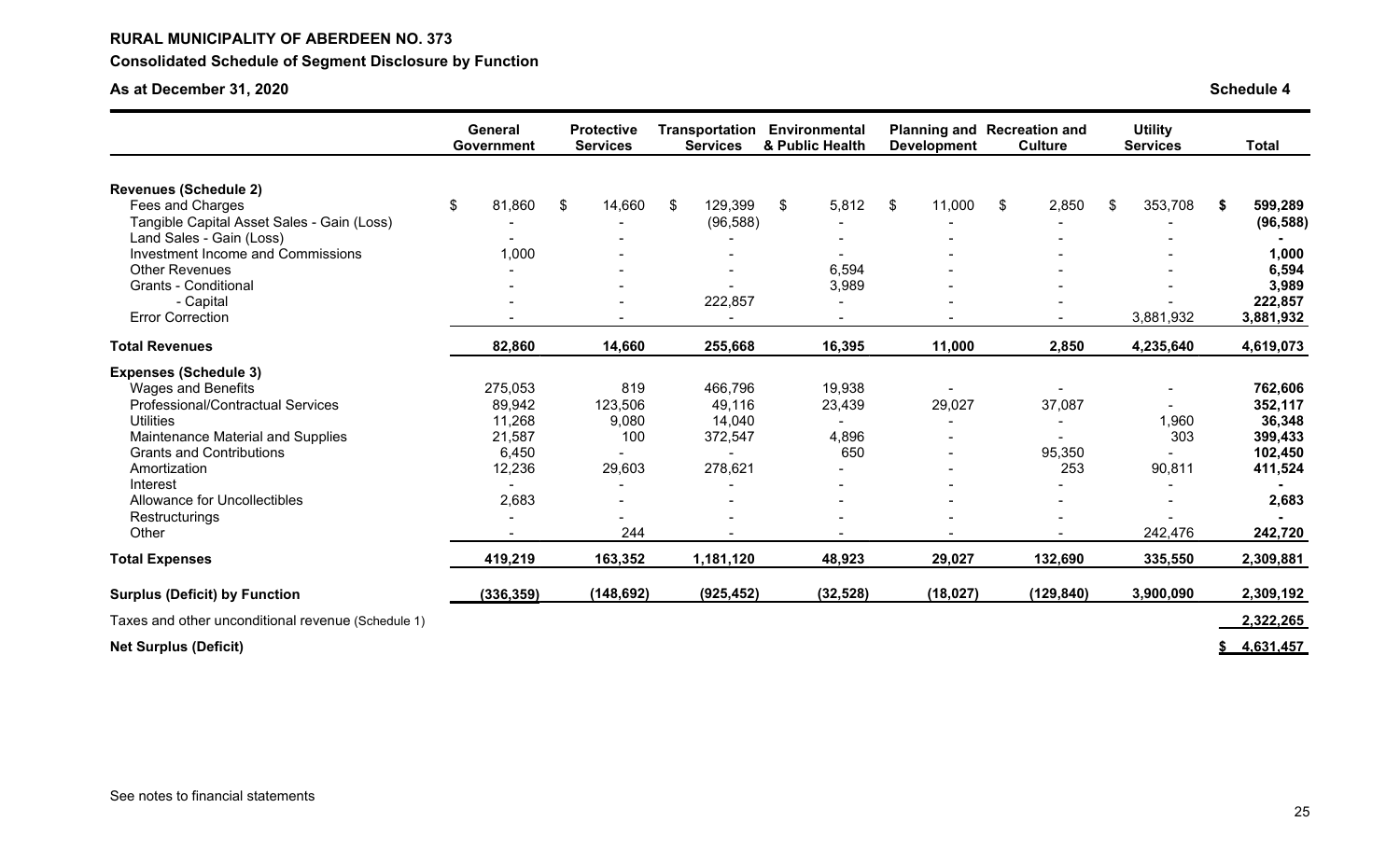**RURAL MUNICIPALITY OF ABERDEEN NO. 373**

**Consolidated Schedule of Segment Disclosure by Function**

**As at December 31, 2020** **Schedule 4**

| | General Government | Protective Services | Transportation Services | Environmental & Public Health | Planning and Development | Recreation and Culture | Utility Services | Total |
|---|---|---|---|---|---|---|---|---|
| **Revenues (Schedule 2)** | | | | | | | | |
| Fees and Charges | $ 81,860 | $ 14,660 | $ 129,399 | $ 5,812 | $ 11,000 | $ 2,850 | $ 353,708 | **$ 599,289** |
| Tangible Capital Asset Sales - Gain (Loss) | - | - | (96,588) | - | - | - | - | **(96,588)** |
| Land Sales - Gain (Loss) | - | - | - | - | - | - | - | **-** |
| Investment Income and Commissions | 1,000 | - | - | - | - | - | - | **1,000** |
| Other Revenues | - | - | - | 6,594 | - | - | - | **6,594** |
| Grants - Conditional | - | - | - | 3,989 | - | - | - | **3,989** |
| - Capital | - | - | 222,857 | - | - | - | - | **222,857** |
| Error Correction | - | - | - | - | - | - | 3,881,932 | **3,881,932** |
| **Total Revenues** | **82,860** | **14,660** | **255,668** | **16,395** | **11,000** | **2,850** | **4,235,640** | **4,619,073** |
| **Expenses (Schedule 3)** | | | | | | | | |
| Wages and Benefits | 275,053 | 819 | 466,796 | 19,938 | - | - | - | **762,606** |
| Professional/Contractual Services | 89,942 | 123,506 | 49,116 | 23,439 | 29,027 | 37,087 | - | **352,117** |
| Utilities | 11,268 | 9,080 | 14,040 | - | - | - | 1,960 | **36,348** |
| Maintenance Material and Supplies | 21,587 | 100 | 372,547 | 4,896 | - | - | 303 | **399,433** |
| Grants and Contributions | 6,450 | - | - | 650 | - | 95,350 | - | **102,450** |
| Amortization | 12,236 | 29,603 | 278,621 | - | - | 253 | 90,811 | **411,524** |
| Interest | - | - | - | - | - | - | - | **-** |
| Allowance for Uncollectibles | 2,683 | - | - | - | - | - | - | **2,683** |
| Restructurings | - | - | - | - | - | - | - | **-** |
| Other | - | 244 | - | - | - | - | 242,476 | **242,720** |
| **Total Expenses** | **419,219** | **163,352** | **1,181,120** | **48,923** | **29,027** | **132,690** | **335,550** | **2,309,881** |
| **Surplus (Deficit) by Function** | **(336,359)** | **(148,692)** | **(925,452)** | **(32,528)** | **(18,027)** | **(129,840)** | **3,900,090** | **2,309,192** |
| Taxes and other unconditional revenue (Schedule 1) | | | | | | | | **2,322,265** |
| **Net Surplus (Deficit)** | | | | | | | | **$ 4,631,457** |

See notes to financial statements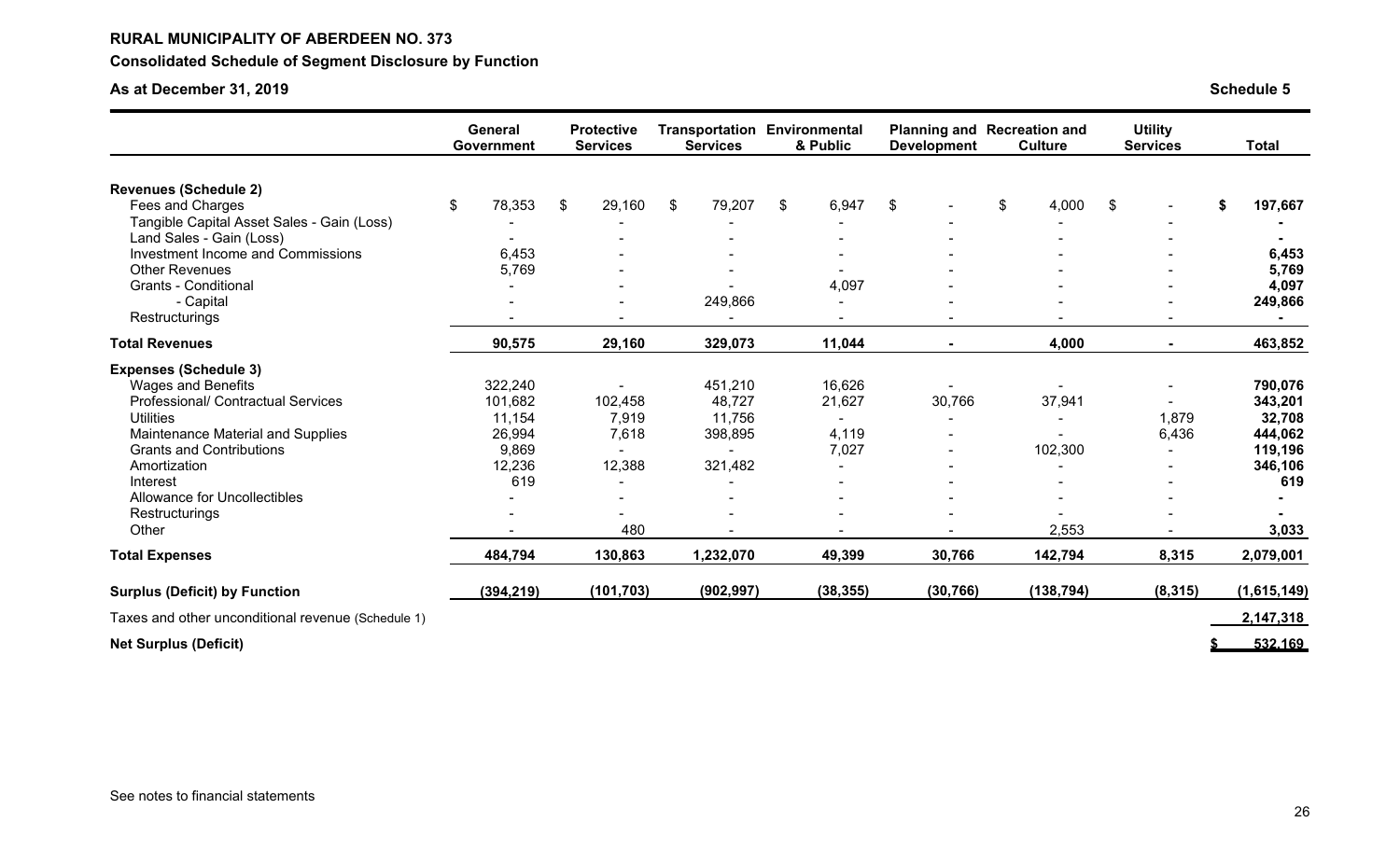**RURAL MUNICIPALITY OF ABERDEEN NO. 373**

**Consolidated Schedule of Segment Disclosure by Function**

**As at December 31, 2019**

**Schedule 5**

| | General Government | Protective Services | Transportation Services | Environmental & Public | Planning and Development | Recreation and Culture | Utility Services | Total |
|---|---|---|---|---|---|---|---|---|
| **Revenues (Schedule 2)** | | | | | | | | |
| Fees and Charges | $ 78,353 | $ 29,160 | $ 79,207 | $ 6,947 | $ - | $ 4,000 | $ - | **$ 197,667** |
| Tangible Capital Asset Sales - Gain (Loss) | - | - | - | - | - | - | - | **-** |
| Land Sales - Gain (Loss) | - | - | - | - | - | - | - | **-** |
| Investment Income and Commissions | 6,453 | - | - | - | - | - | - | **6,453** |
| Other Revenues | 5,769 | - | - | - | - | - | - | **5,769** |
| Grants - Conditional | - | - | - | 4,097 | - | - | - | **4,097** |
| - Capital | - | - | 249,866 | - | - | - | - | **249,866** |
| Restructurings | - | - | - | - | - | - | - | **-** |
| **Total Revenues** | **90,575** | **29,160** | **329,073** | **11,044** | **-** | **4,000** | **-** | **463,852** |
| **Expenses (Schedule 3)** | | | | | | | | |
| Wages and Benefits | 322,240 | - | 451,210 | 16,626 | - | - | - | **790,076** |
| Professional/ Contractual Services | 101,682 | 102,458 | 48,727 | 21,627 | 30,766 | 37,941 | - | **343,201** |
| Utilities | 11,154 | 7,919 | 11,756 | - | - | - | 1,879 | **32,708** |
| Maintenance Material and Supplies | 26,994 | 7,618 | 398,895 | 4,119 | - | - | 6,436 | **444,062** |
| Grants and Contributions | 9,869 | - | - | 7,027 | - | 102,300 | - | **119,196** |
| Amortization | 12,236 | 12,388 | 321,482 | - | - | - | - | **346,106** |
| Interest | 619 | - | - | - | - | - | - | **619** |
| Allowance for Uncollectibles | - | - | - | - | - | - | - | **-** |
| Restructurings | - | - | - | - | - | - | - | **-** |
| Other | - | 480 | - | - | - | 2,553 | - | **3,033** |
| **Total Expenses** | **484,794** | **130,863** | **1,232,070** | **49,399** | **30,766** | **142,794** | **8,315** | **2,079,001** |
| **Surplus (Deficit) by Function** | **(394,219)** | **(101,703)** | **(902,997)** | **(38,355)** | **(30,766)** | **(138,794)** | **(8,315)** | **(1,615,149)** |
| Taxes and other unconditional revenue (Schedule 1) | | | | | | | | **2,147,318** |
| **Net Surplus (Deficit)** | | | | | | | | **$ 532,169** |

See notes to financial statements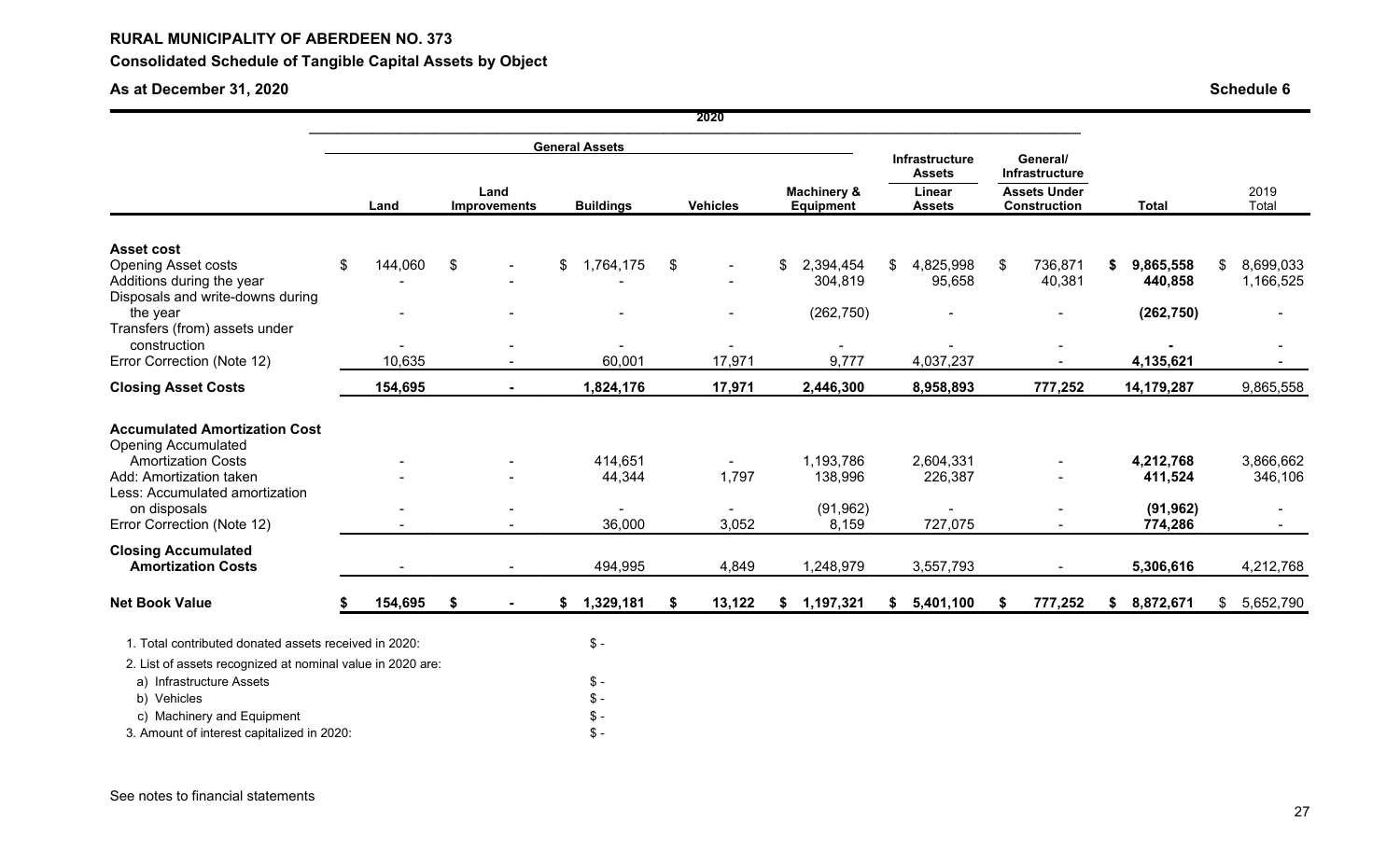**RURAL MUNICIPALITY OF ABERDEEN NO. 373**

**Consolidated Schedule of Tangible Capital Assets by Object**

**As at December 31, 2020**

**Schedule 6**

| | 2020 | | | | | | | | |
|---|---|---|---|---|---|---|---|---|---|
| | General Assets | | | | | Infrastructure Assets | General/ Infrastructure | | |
| | **Land** | **Land Improvements** | **Buildings** | **Vehicles** | **Machinery & Equipment** | **Linear Assets** | **Assets Under Construction** | **Total** | 2019 Total |
| **Asset cost** | | | | | | | | | |
| Opening Asset costs | $ 144,060 | $ - | $ 1,764,175 | $ - | $ 2,394,454 | $ 4,825,998 | $ 736,871 | **$ 9,865,558** | $ 8,699,033 |
| Additions during the year | - | - | - | - | 304,819 | 95,658 | 40,381 | **440,858** | 1,166,525 |
| Disposals and write-downs during the year | - | - | - | - | (262,750) | - | - | **(262,750)** | - |
| Transfers (from) assets under construction | - | - | - | - | - | - | - | **-** | - |
| Error Correction (Note 12) | 10,635 | - | 60,001 | 17,971 | 9,777 | 4,037,237 | - | **4,135,621** | - |
| **Closing Asset Costs** | **154,695** | **-** | **1,824,176** | **17,971** | **2,446,300** | **8,958,893** | **777,252** | **14,179,287** | 9,865,558 |
| **Accumulated Amortization Cost** | | | | | | | | | |
| Opening Accumulated Amortization Costs | - | - | 414,651 | - | 1,193,786 | 2,604,331 | - | **4,212,768** | 3,866,662 |
| Add: Amortization taken | - | - | 44,344 | 1,797 | 138,996 | 226,387 | - | **411,524** | 346,106 |
| Less: Accumulated amortization on disposals | - | - | - | - | (91,962) | - | - | **(91,962)** | - |
| Error Correction (Note 12) | - | - | 36,000 | 3,052 | 8,159 | 727,075 | - | **774,286** | - |
| **Closing Accumulated Amortization Costs** | - | - | 494,995 | 4,849 | 1,248,979 | 3,557,793 | - | **5,306,616** | 4,212,768 |
| **Net Book Value** | **$ 154,695** | **$ -** | **$ 1,329,181** | **$ 13,122** | **$ 1,197,321** | **$ 5,401,100** | **$ 777,252** | **$ 8,872,671** | $ 5,652,790 |

1. Total contributed donated assets received in 2020: $ -
2. List of assets recognized at nominal value in 2020 are:
   a) Infrastructure Assets $ -
   b) Vehicles $ -
   c) Machinery and Equipment $ -
3. Amount of interest capitalized in 2020: $ -

See notes to financial statements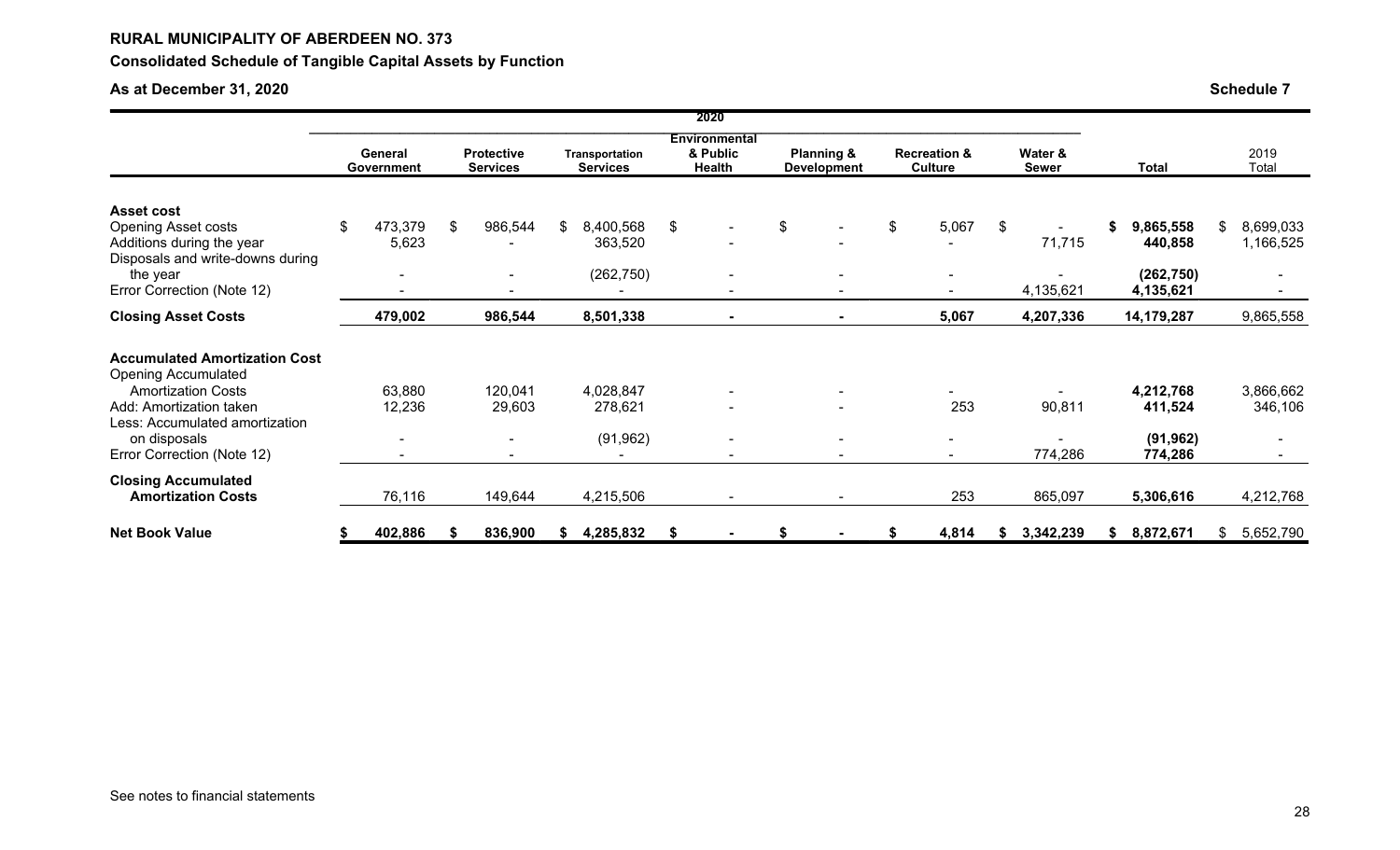**RURAL MUNICIPALITY OF ABERDEEN NO. 373**

**Consolidated Schedule of Tangible Capital Assets by Function**

**As at December 31, 2020**

**Schedule 7**

| | 2020 | | | | | | | | |
|---|---|---|---|---|---|---|---|---|---|
| | **General Government** | **Protective Services** | **Transportation Services** | **Environmental & Public Health** | **Planning & Development** | **Recreation & Culture** | **Water & Sewer** | **Total** | 2019 Total |
| **Asset cost** | | | | | | | | | |
| Opening Asset costs | $ 473,379 | $ 986,544 | $ 8,400,568 | $ - | $ - | $ 5,067 | $ - | **$ 9,865,558** | $ 8,699,033 |
| Additions during the year | 5,623 | - | 363,520 | - | - | - | 71,715 | **440,858** | 1,166,525 |
| Disposals and write-downs during the year | - | - | (262,750) | - | - | - | - | **(262,750)** | - |
| Error Correction (Note 12) | - | - | - | - | - | - | 4,135,621 | **4,135,621** | - |
| **Closing Asset Costs** | **479,002** | **986,544** | **8,501,338** | **-** | **-** | **5,067** | **4,207,336** | **14,179,287** | 9,865,558 |
| **Accumulated Amortization Cost** | | | | | | | | | |
| Opening Accumulated Amortization Costs | 63,880 | 120,041 | 4,028,847 | - | - | - | - | **4,212,768** | 3,866,662 |
| Add: Amortization taken | 12,236 | 29,603 | 278,621 | - | - | 253 | 90,811 | **411,524** | 346,106 |
| Less: Accumulated amortization on disposals | - | - | (91,962) | - | - | - | - | **(91,962)** | - |
| Error Correction (Note 12) | - | - | - | - | - | - | 774,286 | **774,286** | - |
| **Closing Accumulated Amortization Costs** | 76,116 | 149,644 | 4,215,506 | - | - | 253 | 865,097 | **5,306,616** | 4,212,768 |
| **Net Book Value** | **$ 402,886** | **$ 836,900** | **$ 4,285,832** | **$ -** | **$ -** | **$ 4,814** | **$ 3,342,239** | **$ 8,872,671** | $ 5,652,790 |

See notes to financial statements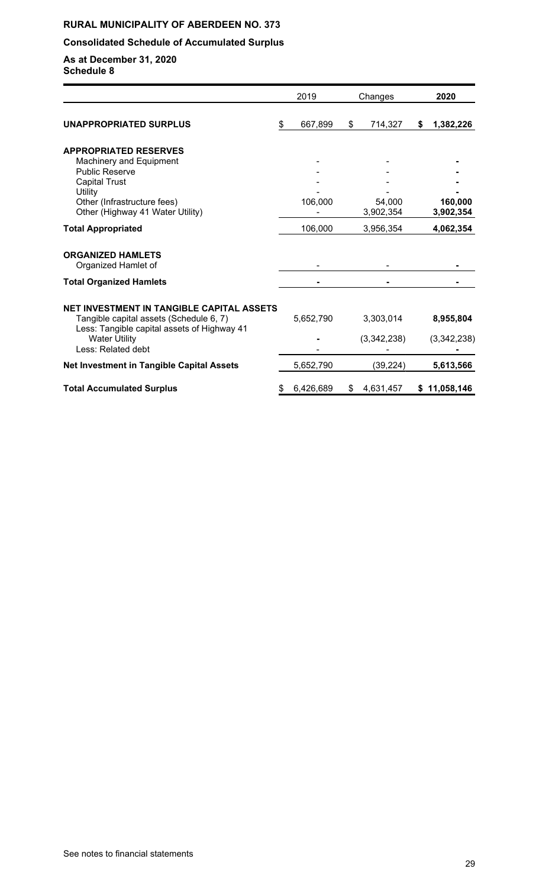**RURAL MUNICIPALITY OF ABERDEEN NO. 373**

**Consolidated Schedule of Accumulated Surplus**

**As at December 31, 2020**
**Schedule 8**

| | 2019 | Changes | 2020 |
|---|---|---|---|
| **UNAPPROPRIATED SURPLUS** | $ 667,899 | $ 714,327 | **$ 1,382,226** |
| **APPROPRIATED RESERVES** | | | |
| Machinery and Equipment | - | - | **-** |
| Public Reserve | - | - | **-** |
| Capital Trust | - | - | **-** |
| Utility | - | - | **-** |
| Other (Infrastructure fees) | 106,000 | 54,000 | **160,000** |
| Other (Highway 41 Water Utility) | - | 3,902,354 | **3,902,354** |
| **Total Appropriated** | 106,000 | 3,956,354 | **4,062,354** |
| **ORGANIZED HAMLETS** | | | |
| Organized Hamlet of | - | - | **-** |
| **Total Organized Hamlets** | **-** | **-** | **-** |
| **NET INVESTMENT IN TANGIBLE CAPITAL ASSETS** | | | |
| Tangible capital assets (Schedule 6, 7) | 5,652,790 | 3,303,014 | **8,955,804** |
| Less: Tangible capital assets of Highway 41 Water Utility | **-** | (3,342,238) | (3,342,238) |
| Less: Related debt | - | - | **-** |
| **Net Investment in Tangible Capital Assets** | 5,652,790 | (39,224) | **5,613,566** |
| **Total Accumulated Surplus** | $ 6,426,689 | $ 4,631,457 | **$ 11,058,146** |

See notes to financial statements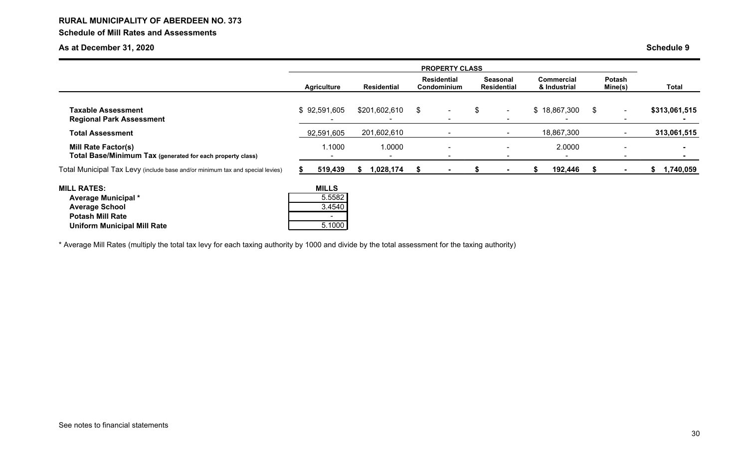**RURAL MUNICIPALITY OF ABERDEEN NO. 373**

**Schedule of Mill Rates and Assessments**

**As at December 31, 2020** **Schedule 9**

| | PROPERTY CLASS | | | | | | |
|---|---|---|---|---|---|---|---|
| | **Agriculture** | **Residential** | **Residential Condominium** | **Seasonal Residential** | **Commercial & Industrial** | **Potash Mine(s)** | **Total** |
| **Taxable Assessment** | $ 92,591,605 | $201,602,610 | $ - | $ - | $ 18,867,300 | $ - | **$313,061,515** |
| **Regional Park Assessment** | - | - | - | - | - | - | **-** |
| **Total Assessment** | 92,591,605 | 201,602,610 | - | - | 18,867,300 | - | **313,061,515** |
| **Mill Rate Factor(s)** | 1.1000 | 1.0000 | - | - | 2.0000 | - | **-** |
| **Total Base/Minimum Tax** (generated for each property class) | - | - | - | - | - | - | **-** |
| Total Municipal Tax Levy (include base and/or minimum tax and special levies) | **$ 519,439** | **$ 1,028,174** | **$ -** | **$ -** | **$ 192,446** | **$ -** | **$ 1,740,059** |

| **MILL RATES:** | **MILLS** |
|---|---|
| **Average Municipal \*** | 5.5582 |
| **Average School** | 3.4540 |
| **Potash Mill Rate** | - |
| **Uniform Municipal Mill Rate** | 5.1000 |

\* Average Mill Rates (multiply the total tax levy for each taxing authority by 1000 and divide by the total assessment for the taxing authority)

See notes to financial statements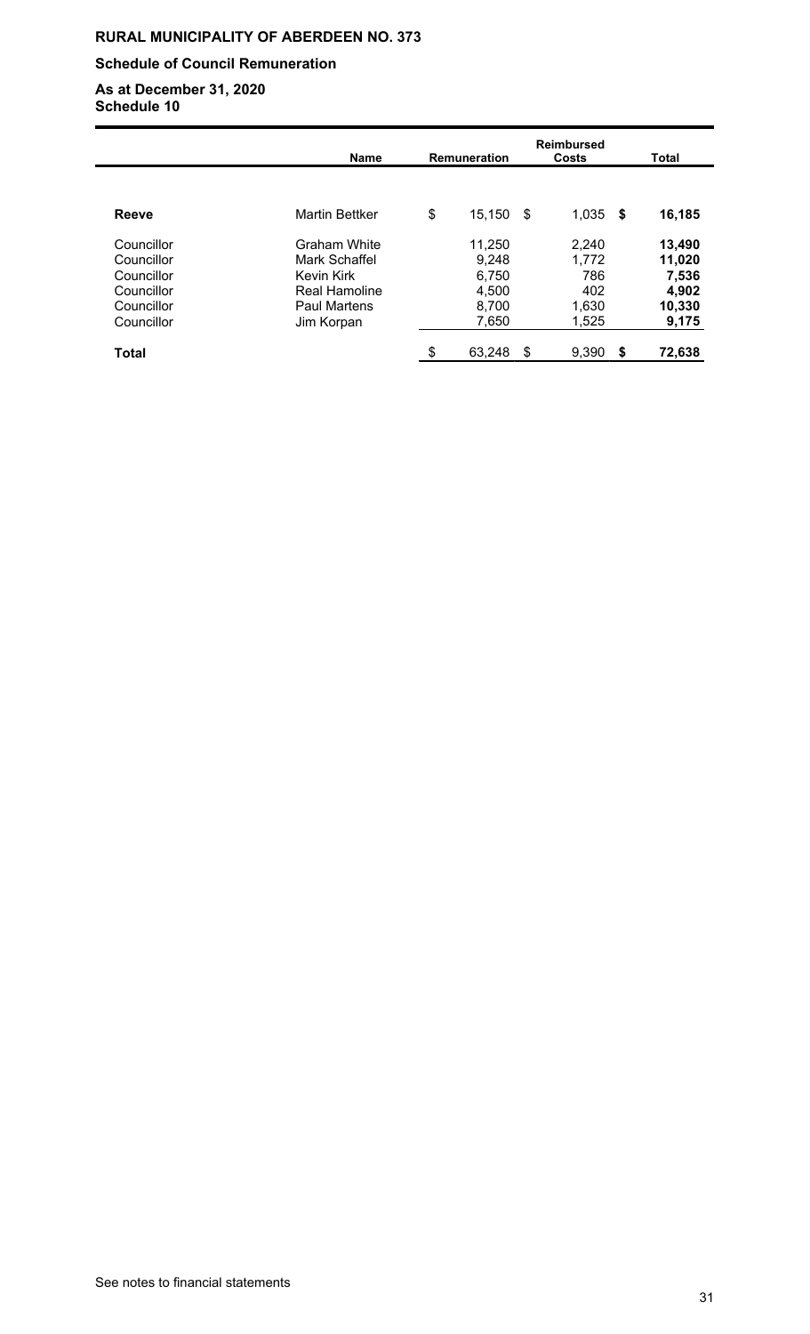**RURAL MUNICIPALITY OF ABERDEEN NO. 373**

**Schedule of Council Remuneration**

**As at December 31, 2020**
**Schedule 10**

| | Name | Remuneration | Reimbursed Costs | Total |
|---|---|---|---|---|
| **Reeve** | Martin Bettker | $ 15,150 | $ 1,035 | **$ 16,185** |
| Councillor | Graham White | 11,250 | 2,240 | **13,490** |
| Councillor | Mark Schaffel | 9,248 | 1,772 | **11,020** |
| Councillor | Kevin Kirk | 6,750 | 786 | **7,536** |
| Councillor | Real Hamoline | 4,500 | 402 | **4,902** |
| Councillor | Paul Martens | 8,700 | 1,630 | **10,330** |
| Councillor | Jim Korpan | 7,650 | 1,525 | **9,175** |
| **Total** | | $ 63,248 | $ 9,390 | **$ 72,638** |

See notes to financial statements